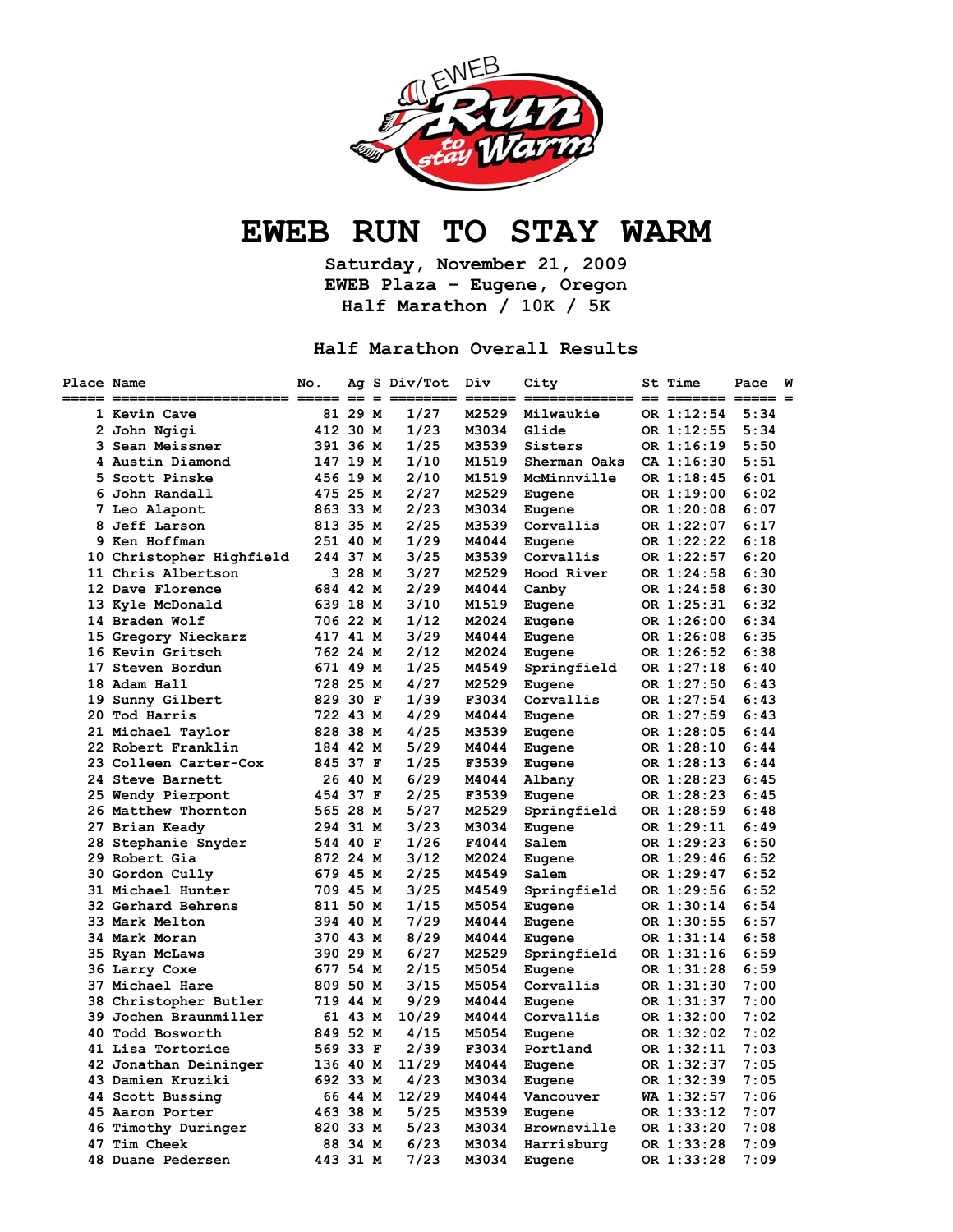# EWEB RUN TO STAY WARM

**Saturday, November 21, 2009**
**EWEB Plaza - Eugene, Oregon**
**Half Marathon / 10K / 5K**

## Half Marathon Overall Results

| Place | Name | No. | Ag | S | Div/Tot | Div | City | St | Time | Pace | W |
|---|---|---|---|---|---|---|---|---|---|---|---|
| 1 | Kevin Cave | 81 | 29 | M | 1/27 | M2529 | Milwaukie | OR | 1:12:54 | 5:34 | |
| 2 | John Ngigi | 412 | 30 | M | 1/23 | M3034 | Glide | OR | 1:12:55 | 5:34 | |
| 3 | Sean Meissner | 391 | 36 | M | 1/25 | M3539 | Sisters | OR | 1:16:19 | 5:50 | |
| 4 | Austin Diamond | 147 | 19 | M | 1/10 | M1519 | Sherman Oaks | CA | 1:16:30 | 5:51 | |
| 5 | Scott Pinske | 456 | 19 | M | 2/10 | M1519 | McMinnville | OR | 1:18:45 | 6:01 | |
| 6 | John Randall | 475 | 25 | M | 2/27 | M2529 | Eugene | OR | 1:19:00 | 6:02 | |
| 7 | Leo Alapont | 863 | 33 | M | 2/23 | M3034 | Eugene | OR | 1:20:08 | 6:07 | |
| 8 | Jeff Larson | 813 | 35 | M | 2/25 | M3539 | Corvallis | OR | 1:22:07 | 6:17 | |
| 9 | Ken Hoffman | 251 | 40 | M | 1/29 | M4044 | Eugene | OR | 1:22:22 | 6:18 | |
| 10 | Christopher Highfield | 244 | 37 | M | 3/25 | M3539 | Corvallis | OR | 1:22:57 | 6:20 | |
| 11 | Chris Albertson | 3 | 28 | M | 3/27 | M2529 | Hood River | OR | 1:24:58 | 6:30 | |
| 12 | Dave Florence | 684 | 42 | M | 2/29 | M4044 | Canby | OR | 1:24:58 | 6:30 | |
| 13 | Kyle McDonald | 639 | 18 | M | 3/10 | M1519 | Eugene | OR | 1:25:31 | 6:32 | |
| 14 | Braden Wolf | 706 | 22 | M | 1/12 | M2024 | Eugene | OR | 1:26:00 | 6:34 | |
| 15 | Gregory Nieckarz | 417 | 41 | M | 3/29 | M4044 | Eugene | OR | 1:26:08 | 6:35 | |
| 16 | Kevin Gritsch | 762 | 24 | M | 2/12 | M2024 | Eugene | OR | 1:26:52 | 6:38 | |
| 17 | Steven Bordun | 671 | 49 | M | 1/25 | M4549 | Springfield | OR | 1:27:18 | 6:40 | |
| 18 | Adam Hall | 728 | 25 | M | 4/27 | M2529 | Eugene | OR | 1:27:50 | 6:43 | |
| 19 | Sunny Gilbert | 829 | 30 | F | 1/39 | F3034 | Corvallis | OR | 1:27:54 | 6:43 | |
| 20 | Tod Harris | 722 | 43 | M | 4/29 | M4044 | Eugene | OR | 1:27:59 | 6:43 | |
| 21 | Michael Taylor | 828 | 38 | M | 4/25 | M3539 | Eugene | OR | 1:28:05 | 6:44 | |
| 22 | Robert Franklin | 184 | 42 | M | 5/29 | M4044 | Eugene | OR | 1:28:10 | 6:44 | |
| 23 | Colleen Carter-Cox | 845 | 37 | F | 1/25 | F3539 | Eugene | OR | 1:28:13 | 6:44 | |
| 24 | Steve Barnett | 26 | 40 | M | 6/29 | M4044 | Albany | OR | 1:28:23 | 6:45 | |
| 25 | Wendy Pierpont | 454 | 37 | F | 2/25 | F3539 | Eugene | OR | 1:28:23 | 6:45 | |
| 26 | Matthew Thornton | 565 | 28 | M | 5/27 | M2529 | Springfield | OR | 1:28:59 | 6:48 | |
| 27 | Brian Keady | 294 | 31 | M | 3/23 | M3034 | Eugene | OR | 1:29:11 | 6:49 | |
| 28 | Stephanie Snyder | 544 | 40 | F | 1/26 | F4044 | Salem | OR | 1:29:23 | 6:50 | |
| 29 | Robert Gia | 872 | 24 | M | 3/12 | M2024 | Eugene | OR | 1:29:46 | 6:52 | |
| 30 | Gordon Cully | 679 | 45 | M | 2/25 | M4549 | Salem | OR | 1:29:47 | 6:52 | |
| 31 | Michael Hunter | 709 | 45 | M | 3/25 | M4549 | Springfield | OR | 1:29:56 | 6:52 | |
| 32 | Gerhard Behrens | 811 | 50 | M | 1/15 | M5054 | Eugene | OR | 1:30:14 | 6:54 | |
| 33 | Mark Melton | 394 | 40 | M | 7/29 | M4044 | Eugene | OR | 1:30:55 | 6:57 | |
| 34 | Mark Moran | 370 | 43 | M | 8/29 | M4044 | Eugene | OR | 1:31:14 | 6:58 | |
| 35 | Ryan McLaws | 390 | 29 | M | 6/27 | M2529 | Springfield | OR | 1:31:16 | 6:59 | |
| 36 | Larry Coxe | 677 | 54 | M | 2/15 | M5054 | Eugene | OR | 1:31:28 | 6:59 | |
| 37 | Michael Hare | 809 | 50 | M | 3/15 | M5054 | Corvallis | OR | 1:31:30 | 7:00 | |
| 38 | Christopher Butler | 719 | 44 | M | 9/29 | M4044 | Eugene | OR | 1:31:37 | 7:00 | |
| 39 | Jochen Braunmiller | 61 | 43 | M | 10/29 | M4044 | Corvallis | OR | 1:32:00 | 7:02 | |
| 40 | Todd Bosworth | 849 | 52 | M | 4/15 | M5054 | Eugene | OR | 1:32:02 | 7:02 | |
| 41 | Lisa Tortorice | 569 | 33 | F | 2/39 | F3034 | Portland | OR | 1:32:11 | 7:03 | |
| 42 | Jonathan Deininger | 136 | 40 | M | 11/29 | M4044 | Eugene | OR | 1:32:37 | 7:05 | |
| 43 | Damien Kruziki | 692 | 33 | M | 4/23 | M3034 | Eugene | OR | 1:32:39 | 7:05 | |
| 44 | Scott Bussing | 66 | 44 | M | 12/29 | M4044 | Vancouver | WA | 1:32:57 | 7:06 | |
| 45 | Aaron Porter | 463 | 38 | M | 5/25 | M3539 | Eugene | OR | 1:33:12 | 7:07 | |
| 46 | Timothy Duringer | 820 | 33 | M | 5/23 | M3034 | Brownsville | OR | 1:33:20 | 7:08 | |
| 47 | Tim Cheek | 88 | 34 | M | 6/23 | M3034 | Harrisburg | OR | 1:33:28 | 7:09 | |
| 48 | Duane Pedersen | 443 | 31 | M | 7/23 | M3034 | Eugene | OR | 1:33:28 | 7:09 | |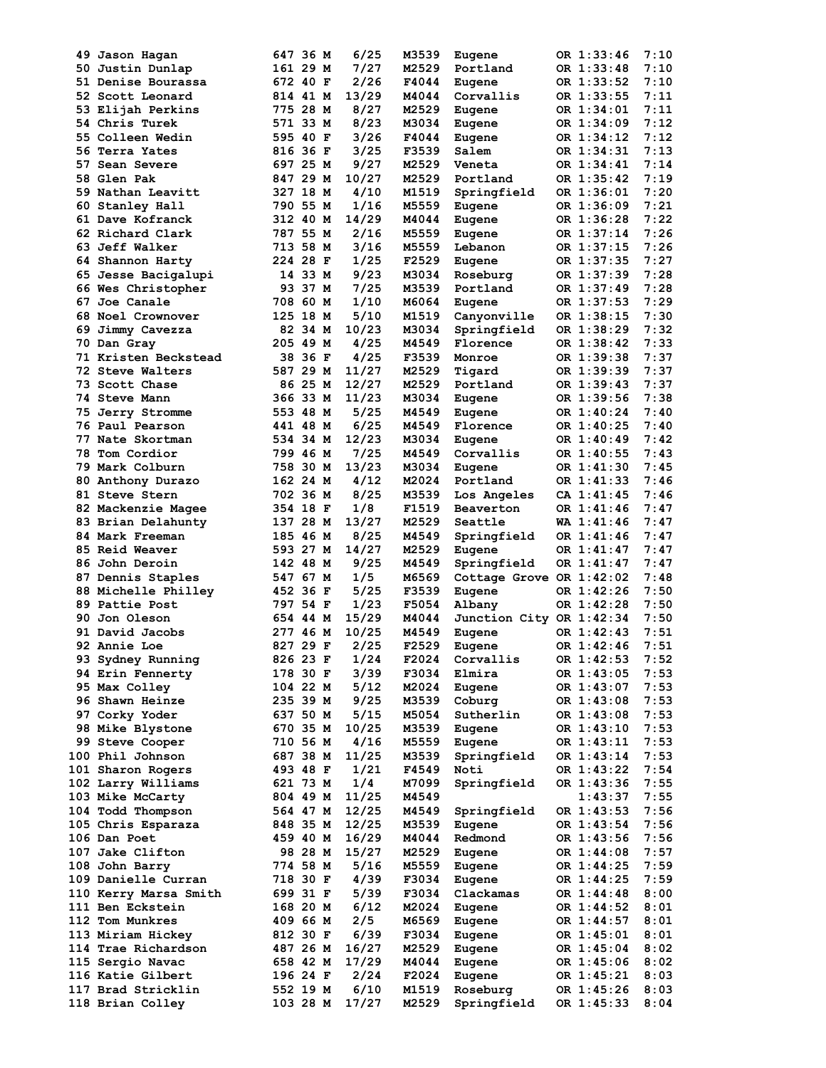```
 49 Jason Hagan          647 36 M   6/25   M3539  Eugene        OR 1:33:46   7:10
 50 Justin Dunlap        161 29 M   7/27   M2529  Portland      OR 1:33:48   7:10
 51 Denise Bourassa      672 40 F   2/26   F4044  Eugene        OR 1:33:52   7:10
 52 Scott Leonard        814 41 M  13/29   M4044  Corvallis     OR 1:33:55   7:11
 53 Elijah Perkins       775 28 M   8/27   M2529  Eugene        OR 1:34:01   7:11
 54 Chris Turek          571 33 M   8/23   M3034  Eugene        OR 1:34:09   7:12
 55 Colleen Wedin        595 40 F   3/26   F4044  Eugene        OR 1:34:12   7:12
 56 Terra Yates          816 36 F   3/25   F3539  Salem         OR 1:34:31   7:13
 57 Sean Severe          697 25 M   9/27   M2529  Veneta        OR 1:34:41   7:14
 58 Glen Pak             847 29 M  10/27   M2529  Portland      OR 1:35:42   7:19
 59 Nathan Leavitt       327 18 M   4/10   M1519  Springfield   OR 1:36:01   7:20
 60 Stanley Hall         790 55 M   1/16   M5559  Eugene        OR 1:36:09   7:21
 61 Dave Kofranck        312 40 M  14/29   M4044  Eugene        OR 1:36:28   7:22
 62 Richard Clark        787 55 M   2/16   M5559  Eugene        OR 1:37:14   7:26
 63 Jeff Walker          713 58 M   3/16   M5559  Lebanon       OR 1:37:15   7:26
 64 Shannon Harty        224 28 F   1/25   F2529  Eugene        OR 1:37:35   7:27
 65 Jesse Bacigalupi      14 33 M   9/23   M3034  Roseburg      OR 1:37:39   7:28
 66 Wes Christopher       93 37 M   7/25   M3539  Portland      OR 1:37:49   7:28
 67 Joe Canale           708 60 M   1/10   M6064  Eugene        OR 1:37:53   7:29
 68 Noel Crownover       125 18 M   5/10   M1519  Canyonville   OR 1:38:15   7:30
 69 Jimmy Cavezza         82 34 M  10/23   M3034  Springfield   OR 1:38:29   7:32
 70 Dan Gray             205 49 M   4/25   M4549  Florence      OR 1:38:42   7:33
 71 Kristen Beckstead     38 36 F   4/25   F3539  Monroe        OR 1:39:38   7:37
 72 Steve Walters        587 29 M  11/27   M2529  Tigard        OR 1:39:39   7:37
 73 Scott Chase           86 25 M  12/27   M2529  Portland      OR 1:39:43   7:37
 74 Steve Mann           366 33 M  11/23   M3034  Eugene        OR 1:39:56   7:38
 75 Jerry Stromme        553 48 M   5/25   M4549  Eugene        OR 1:40:24   7:40
 76 Paul Pearson         441 48 M   6/25   M4549  Florence      OR 1:40:25   7:40
 77 Nate Skortman        534 34 M  12/23   M3034  Eugene        OR 1:40:49   7:42
 78 Tom Cordior          799 46 M   7/25   M4549  Corvallis     OR 1:40:55   7:43
 79 Mark Colburn         758 30 M  13/23   M3034  Eugene        OR 1:41:30   7:45
 80 Anthony Durazo       162 24 M   4/12   M2024  Portland      OR 1:41:33   7:46
 81 Steve Stern          702 36 M   8/25   M3539  Los Angeles   CA 1:41:45   7:46
 82 Mackenzie Magee      354 18 F   1/8    F1519  Beaverton     OR 1:41:46   7:47
 83 Brian Delahunty      137 28 M  13/27   M2529  Seattle       WA 1:41:46   7:47
 84 Mark Freeman         185 46 M   8/25   M4549  Springfield   OR 1:41:46   7:47
 85 Reid Weaver          593 27 M  14/27   M2529  Eugene        OR 1:41:47   7:47
 86 John Deroin          142 48 M   9/25   M4549  Springfield   OR 1:41:47   7:47
 87 Dennis Staples       547 67 M   1/5    M6569  Cottage Grove OR 1:42:02   7:48
 88 Michelle Philley     452 36 F   5/25   F3539  Eugene        OR 1:42:26   7:50
 89 Pattie Post          797 54 F   1/23   F5054  Albany        OR 1:42:28   7:50
 90 Jon Oleson           654 44 M  15/29   M4044  Junction City OR 1:42:34   7:50
 91 David Jacobs         277 46 M  10/25   M4549  Eugene        OR 1:42:43   7:51
 92 Annie Loe            827 29 F   2/25   F2529  Eugene        OR 1:42:46   7:51
 93 Sydney Running       826 23 F   1/24   F2024  Corvallis     OR 1:42:53   7:52
 94 Erin Fennerty        178 30 F   3/39   F3034  Elmira        OR 1:43:05   7:53
 95 Max Colley           104 22 M   5/12   M2024  Eugene        OR 1:43:07   7:53
 96 Shawn Heinze         235 39 M   9/25   M3539  Coburg        OR 1:43:08   7:53
 97 Corky Yoder          637 50 M   5/15   M5054  Sutherlin     OR 1:43:08   7:53
 98 Mike Blystone        670 35 M  10/25   M3539  Eugene        OR 1:43:10   7:53
 99 Steve Cooper         710 56 M   4/16   M5559  Eugene        OR 1:43:11   7:53
100 Phil Johnson         687 38 M  11/25   M3539  Springfield   OR 1:43:14   7:53
101 Sharon Rogers        493 48 F   1/21   F4549  Noti          OR 1:43:22   7:54
102 Larry Williams       621 73 M   1/4    M7099  Springfield   OR 1:43:36   7:55
103 Mike McCarty         804 49 M  11/25   M4549                   1:43:37   7:55
104 Todd Thompson        564 47 M  12/25   M4549  Springfield   OR 1:43:53   7:56
105 Chris Esparaza       848 35 M  12/25   M3539  Eugene        OR 1:43:54   7:56
106 Dan Poet             459 40 M  16/29   M4044  Redmond       OR 1:43:56   7:56
107 Jake Clifton          98 28 M  15/27   M2529  Eugene        OR 1:44:08   7:57
108 John Barry           774 58 M   5/16   M5559  Eugene        OR 1:44:25   7:59
109 Danielle Curran      718 30 F   4/39   F3034  Eugene        OR 1:44:25   7:59
110 Kerry Marsa Smith    699 31 F   5/39   F3034  Clackamas     OR 1:44:48   8:00
111 Ben Eckstein         168 20 M   6/12   M2024  Eugene        OR 1:44:52   8:01
112 Tom Munkres          409 66 M   2/5    M6569  Eugene        OR 1:44:57   8:01
113 Miriam Hickey        812 30 F   6/39   F3034  Eugene        OR 1:45:01   8:01
114 Trae Richardson      487 26 M  16/27   M2529  Eugene        OR 1:45:04   8:02
115 Sergio Navac         658 42 M  17/29   M4044  Eugene        OR 1:45:06   8:02
116 Katie Gilbert        196 24 F   2/24   F2024  Eugene        OR 1:45:21   8:03
117 Brad Stricklin       552 19 M   6/10   M1519  Roseburg      OR 1:45:26   8:03
118 Brian Colley         103 28 M  17/27   M2529  Springfield   OR 1:45:33   8:04
```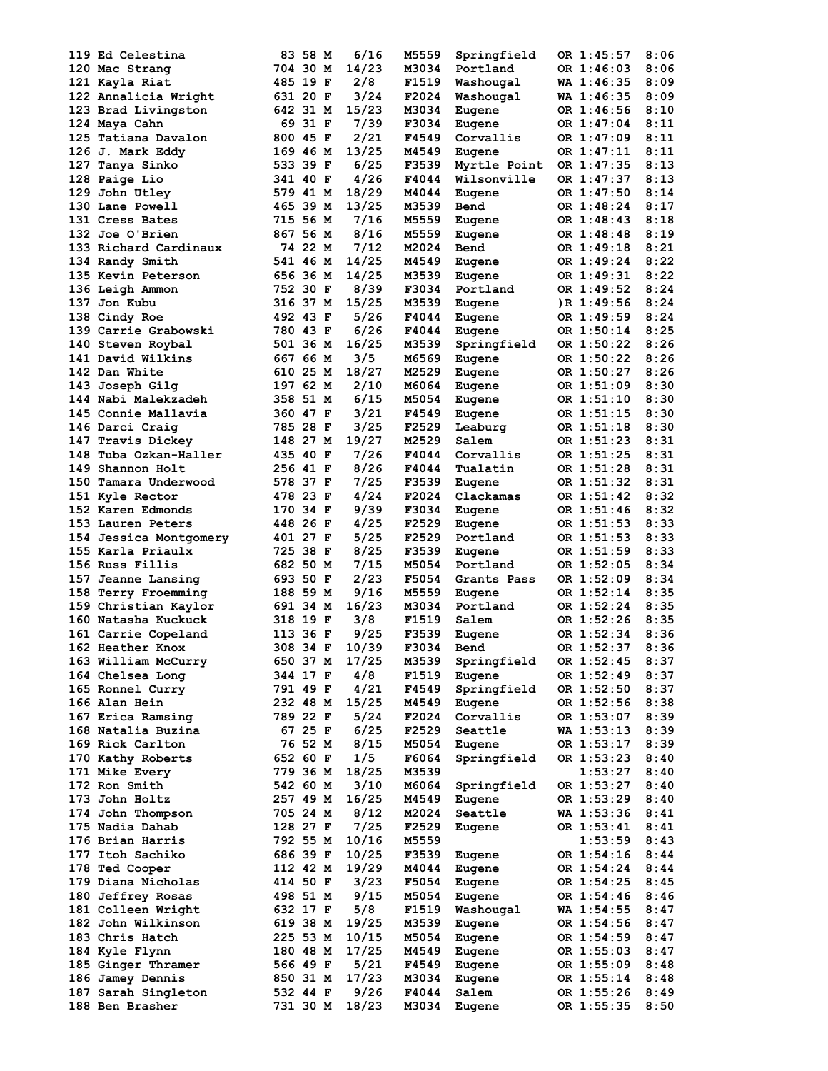```
119 Ed Celestina            83 58 M   6/16   M5559  Springfield   OR 1:45:57  8:06
120 Mac Strang             704 30 M  14/23   M3034  Portland      OR 1:46:03  8:06
121 Kayla Riat             485 19 F   2/8    F1519  Washougal     WA 1:46:35  8:09
122 Annalicia Wright       631 20 F   3/24   F2024  Washougal     WA 1:46:35  8:09
123 Brad Livingston        642 31 M  15/23   M3034  Eugene        OR 1:46:56  8:10
124 Maya Cahn               69 31 F   7/39   F3034  Eugene        OR 1:47:04  8:11
125 Tatiana Davalon        800 45 F   2/21   F4549  Corvallis     OR 1:47:09  8:11
126 J. Mark Eddy           169 46 M  13/25   M4549  Eugene        OR 1:47:11  8:11
127 Tanya Sinko            533 39 F   6/25   F3539  Myrtle Point  OR 1:47:35  8:13
128 Paige Lio              341 40 F   4/26   F4044  Wilsonville   OR 1:47:37  8:13
129 John Utley             579 41 M  18/29   M4044  Eugene        OR 1:47:50  8:14
130 Lane Powell            465 39 M  13/25   M3539  Bend          OR 1:48:24  8:17
131 Cress Bates            715 56 M   7/16   M5559  Eugene        OR 1:48:43  8:18
132 Joe O'Brien            867 56 M   8/16   M5559  Eugene        OR 1:48:48  8:19
133 Richard Cardinaux       74 22 M   7/12   M2024  Bend          OR 1:49:18  8:21
134 Randy Smith            541 46 M  14/25   M4549  Eugene        OR 1:49:24  8:22
135 Kevin Peterson         656 36 M  14/25   M3539  Eugene        OR 1:49:31  8:22
136 Leigh Ammon            752 30 F   8/39   F3034  Portland      OR 1:49:52  8:24
137 Jon Kubu               316 37 M  15/25   M3539  Eugene        )R 1:49:56  8:24
138 Cindy Roe              492 43 F   5/26   F4044  Eugene        OR 1:49:59  8:24
139 Carrie Grabowski       780 43 F   6/26   F4044  Eugene        OR 1:50:14  8:25
140 Steven Roybal          501 36 M  16/25   M3539  Springfield   OR 1:50:22  8:26
141 David Wilkins          667 66 M   3/5    M6569  Eugene        OR 1:50:22  8:26
142 Dan White              610 25 M  18/27   M2529  Eugene        OR 1:50:27  8:26
143 Joseph Gilg            197 62 M   2/10   M6064  Eugene        OR 1:51:09  8:30
144 Nabi Malekzadeh        358 51 M   6/15   M5054  Eugene        OR 1:51:10  8:30
145 Connie Mallavia        360 47 F   3/21   F4549  Eugene        OR 1:51:15  8:30
146 Darci Craig            785 28 F   3/25   F2529  Leaburg       OR 1:51:18  8:30
147 Travis Dickey          148 27 M  19/27   M2529  Salem         OR 1:51:23  8:31
148 Tuba Ozkan-Haller      435 40 F   7/26   F4044  Corvallis     OR 1:51:25  8:31
149 Shannon Holt           256 41 F   8/26   F4044  Tualatin      OR 1:51:28  8:31
150 Tamara Underwood       578 37 F   7/25   F3539  Eugene        OR 1:51:32  8:31
151 Kyle Rector            478 23 F   4/24   F2024  Clackamas     OR 1:51:42  8:32
152 Karen Edmonds          170 34 F   9/39   F3034  Eugene        OR 1:51:46  8:32
153 Lauren Peters          448 26 F   4/25   F2529  Eugene        OR 1:51:53  8:33
154 Jessica Montgomery     401 27 F   5/25   F2529  Portland      OR 1:51:53  8:33
155 Karla Priaulx          725 38 F   8/25   F3539  Eugene        OR 1:51:59  8:33
156 Russ Fillis            682 50 M   7/15   M5054  Portland      OR 1:52:05  8:34
157 Jeanne Lansing         693 50 F   2/23   F5054  Grants Pass   OR 1:52:09  8:34
158 Terry Froemming        188 59 M   9/16   M5559  Eugene        OR 1:52:14  8:35
159 Christian Kaylor       691 34 M  16/23   M3034  Portland      OR 1:52:24  8:35
160 Natasha Kuckuck        318 19 F   3/8    F1519  Salem         OR 1:52:26  8:35
161 Carrie Copeland        113 36 F   9/25   F3539  Eugene        OR 1:52:34  8:36
162 Heather Knox           308 34 F  10/39   F3034  Bend          OR 1:52:37  8:36
163 William McCurry        650 37 M  17/25   M3539  Springfield   OR 1:52:45  8:37
164 Chelsea Long           344 17 F   4/8    F1519  Eugene        OR 1:52:49  8:37
165 Ronnel Curry           791 49 F   4/21   F4549  Springfield   OR 1:52:50  8:37
166 Alan Hein              232 48 M  15/25   M4549  Eugene        OR 1:52:56  8:38
167 Erica Ramsing          789 22 F   5/24   F2024  Corvallis     OR 1:53:07  8:39
168 Natalia Buzina          67 25 F   6/25   F2529  Seattle       WA 1:53:13  8:39
169 Rick Carlton            76 52 M   8/15   M5054  Eugene        OR 1:53:17  8:39
170 Kathy Roberts          652 60 F   1/5    F6064  Springfield   OR 1:53:23  8:40
171 Mike Every             779 36 M  18/25   M3539                   1:53:27  8:40
172 Ron Smith              542 60 M   3/10   M6064  Springfield   OR 1:53:27  8:40
173 John Holtz             257 49 M  16/25   M4549  Eugene        OR 1:53:29  8:40
174 John Thompson          705 24 M   8/12   M2024  Seattle       WA 1:53:36  8:41
175 Nadia Dahab            128 27 F   7/25   F2529  Eugene        OR 1:53:41  8:41
176 Brian Harris           792 55 M  10/16   M5559                   1:53:59  8:43
177 Itoh Sachiko           686 39 F  10/25   F3539  Eugene        OR 1:54:16  8:44
178 Ted Cooper             112 42 M  19/29   M4044  Eugene        OR 1:54:24  8:44
179 Diana Nicholas         414 50 F   3/23   F5054  Eugene        OR 1:54:25  8:45
180 Jeffrey Rosas          498 51 M   9/15   M5054  Eugene        OR 1:54:46  8:46
181 Colleen Wright         632 17 F   5/8    F1519  Washougal     WA 1:54:55  8:47
182 John Wilkinson         619 38 M  19/25   M3539  Eugene        OR 1:54:56  8:47
183 Chris Hatch            225 53 M  10/15   M5054  Eugene        OR 1:54:59  8:47
184 Kyle Flynn             180 48 M  17/25   M4549  Eugene        OR 1:55:03  8:47
185 Ginger Thramer         566 49 F   5/21   F4549  Eugene        OR 1:55:09  8:48
186 Jamey Dennis           850 31 M  17/23   M3034  Eugene        OR 1:55:14  8:48
187 Sarah Singleton        532 44 F   9/26   F4044  Salem         OR 1:55:26  8:49
188 Ben Brasher            731 30 M  18/23   M3034  Eugene        OR 1:55:35  8:50
```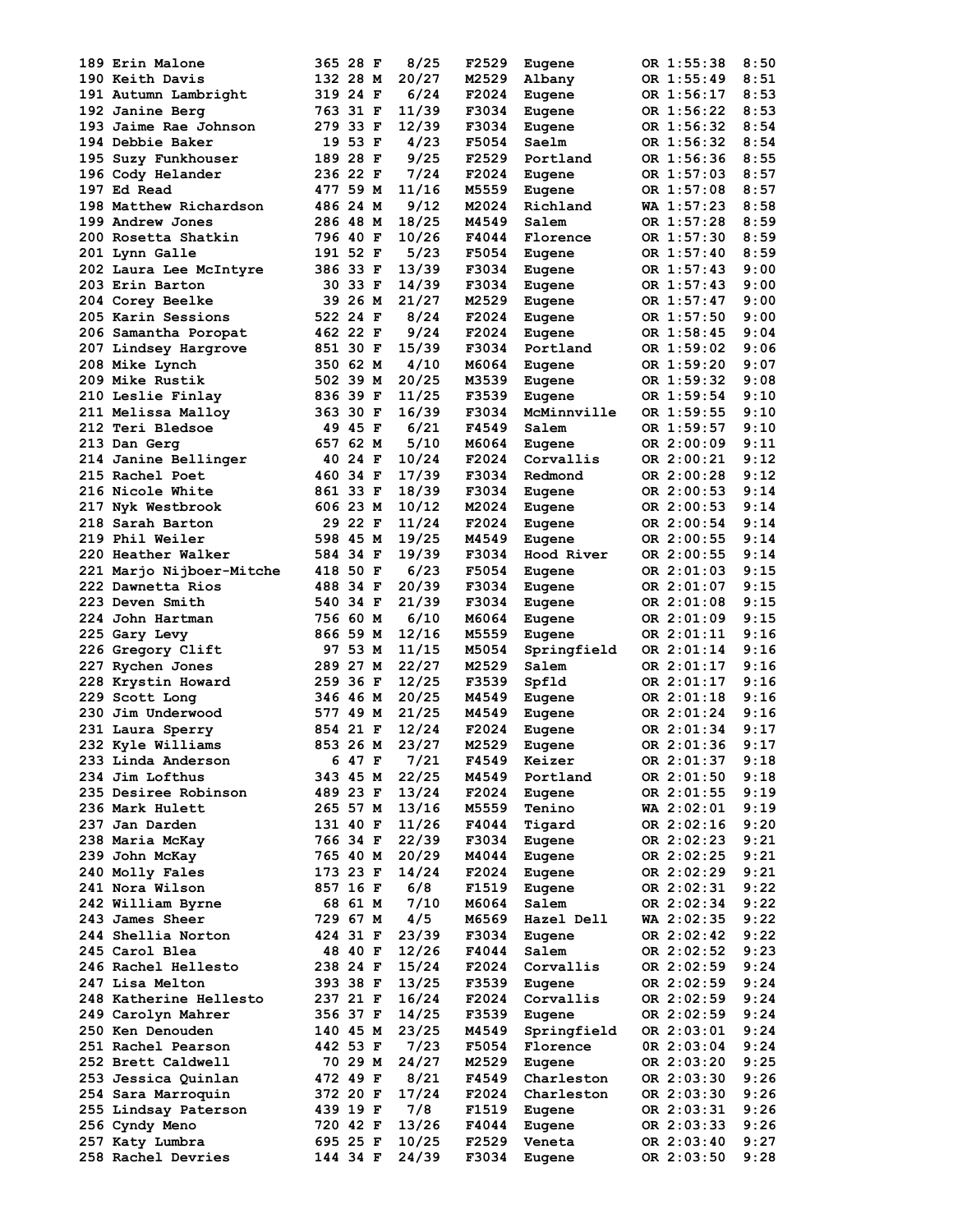```
189 Erin Malone            365 28 F    8/25    F2529  Eugene        OR 1:55:38   8:50
190 Keith Davis            132 28 M   20/27    M2529  Albany        OR 1:55:49   8:51
191 Autumn Lambright       319 24 F    6/24    F2024  Eugene        OR 1:56:17   8:53
192 Janine Berg            763 31 F   11/39    F3034  Eugene        OR 1:56:22   8:53
193 Jaime Rae Johnson      279 33 F   12/39    F3034  Eugene        OR 1:56:32   8:54
194 Debbie Baker            19 53 F    4/23    F5054  Saelm         OR 1:56:32   8:54
195 Suzy Funkhouser        189 28 F    9/25    F2529  Portland      OR 1:56:36   8:55
196 Cody Helander          236 22 F    7/24    F2024  Eugene        OR 1:57:03   8:57
197 Ed Read                477 59 M   11/16    M5559  Eugene        OR 1:57:08   8:57
198 Matthew Richardson     486 24 M    9/12    M2024  Richland      WA 1:57:23   8:58
199 Andrew Jones           286 48 M   18/25    M4549  Salem         OR 1:57:28   8:59
200 Rosetta Shatkin        796 40 F   10/26    F4044  Florence      OR 1:57:30   8:59
201 Lynn Galle             191 52 F    5/23    F5054  Eugene        OR 1:57:40   8:59
202 Laura Lee McIntyre     386 33 F   13/39    F3034  Eugene        OR 1:57:43   9:00
203 Erin Barton             30 33 F   14/39    F3034  Eugene        OR 1:57:43   9:00
204 Corey Beelke            39 26 M   21/27    M2529  Eugene        OR 1:57:47   9:00
205 Karin Sessions         522 24 F    8/24    F2024  Eugene        OR 1:57:50   9:00
206 Samantha Poropat       462 22 F    9/24    F2024  Eugene        OR 1:58:45   9:04
207 Lindsey Hargrove       851 30 F   15/39    F3034  Portland      OR 1:59:02   9:06
208 Mike Lynch             350 62 M    4/10    M6064  Eugene        OR 1:59:20   9:07
209 Mike Rustik            502 39 M   20/25    M3539  Eugene        OR 1:59:32   9:08
210 Leslie Finlay          836 39 F   11/25    F3539  Eugene        OR 1:59:54   9:10
211 Melissa Malloy         363 30 F   16/39    F3034  McMinnville   OR 1:59:55   9:10
212 Teri Bledsoe            49 45 F    6/21    F4549  Salem         OR 1:59:57   9:10
213 Dan Gerg               657 62 M    5/10    M6064  Eugene        OR 2:00:09   9:11
214 Janine Bellinger        40 24 F   10/24    F2024  Corvallis     OR 2:00:21   9:12
215 Rachel Poet            460 34 F   17/39    F3034  Redmond       OR 2:00:28   9:12
216 Nicole White           861 33 F   18/39    F3034  Eugene        OR 2:00:53   9:14
217 Nyk Westbrook          606 23 M   10/12    M2024  Eugene        OR 2:00:53   9:14
218 Sarah Barton            29 22 F   11/24    F2024  Eugene        OR 2:00:54   9:14
219 Phil Weiler            598 45 M   19/25    M4549  Eugene        OR 2:00:55   9:14
220 Heather Walker         584 34 F   19/39    F3034  Hood River    OR 2:00:55   9:14
221 Marjo Nijboer-Mitche   418 50 F    6/23    F5054  Eugene        OR 2:01:03   9:15
222 Dawnetta Rios          488 34 F   20/39    F3034  Eugene        OR 2:01:07   9:15
223 Deven Smith            540 34 F   21/39    F3034  Eugene        OR 2:01:08   9:15
224 John Hartman           756 60 M    6/10    M6064  Eugene        OR 2:01:09   9:15
225 Gary Levy              866 59 M   12/16    M5559  Eugene        OR 2:01:11   9:16
226 Gregory Clift           97 53 M   11/15    M5054  Springfield   OR 2:01:14   9:16
227 Rychen Jones           289 27 M   22/27    M2529  Salem         OR 2:01:17   9:16
228 Krystin Howard         259 36 F   12/25    F3539  Spfld         OR 2:01:17   9:16
229 Scott Long             346 46 M   20/25    M4549  Eugene        OR 2:01:18   9:16
230 Jim Underwood          577 49 M   21/25    M4549  Eugene        OR 2:01:24   9:16
231 Laura Sperry           854 21 F   12/24    F2024  Eugene        OR 2:01:34   9:17
232 Kyle Williams          853 26 M   23/27    M2529  Eugene        OR 2:01:36   9:17
233 Linda Anderson           6 47 F    7/21    F4549  Keizer        OR 2:01:37   9:18
234 Jim Lofthus            343 45 M   22/25    M4549  Portland      OR 2:01:50   9:18
235 Desiree Robinson       489 23 F   13/24    F2024  Eugene        OR 2:01:55   9:19
236 Mark Hulett            265 57 M   13/16    M5559  Tenino        WA 2:02:01   9:19
237 Jan Darden             131 40 F   11/26    F4044  Tigard        OR 2:02:16   9:20
238 Maria McKay            766 34 F   22/39    F3034  Eugene        OR 2:02:23   9:21
239 John McKay             765 40 M   20/29    M4044  Eugene        OR 2:02:25   9:21
240 Molly Fales            173 23 F   14/24    F2024  Eugene        OR 2:02:29   9:21
241 Nora Wilson            857 16 F    6/8     F1519  Eugene        OR 2:02:31   9:22
242 William Byrne           68 61 M    7/10    M6064  Salem         OR 2:02:34   9:22
243 James Sheer            729 67 M    4/5     M6569  Hazel Dell    WA 2:02:35   9:22
244 Shellia Norton         424 31 F   23/39    F3034  Eugene        OR 2:02:42   9:22
245 Carol Blea              48 40 F   12/26    F4044  Salem         OR 2:02:52   9:23
246 Rachel Hellesto        238 24 F   15/24    F2024  Corvallis     OR 2:02:59   9:24
247 Lisa Melton            393 38 F   13/25    F3539  Eugene        OR 2:02:59   9:24
248 Katherine Hellesto     237 21 F   16/24    F2024  Corvallis     OR 2:02:59   9:24
249 Carolyn Mahrer         356 37 F   14/25    F3539  Eugene        OR 2:02:59   9:24
250 Ken Denouden           140 45 M   23/25    M4549  Springfield   OR 2:03:01   9:24
251 Rachel Pearson         442 53 F    7/23    F5054  Florence      0R 2:03:04   9:24
252 Brett Caldwell          70 29 M   24/27    M2529  Eugene        OR 2:03:20   9:25
253 Jessica Quinlan        472 49 F    8/21    F4549  Charleston    OR 2:03:30   9:26
254 Sara Marroquin         372 20 F   17/24    F2024  Charleston    OR 2:03:30   9:26
255 Lindsay Paterson       439 19 F    7/8     F1519  Eugene        OR 2:03:31   9:26
256 Cyndy Meno             720 42 F   13/26    F4044  Eugene        OR 2:03:33   9:26
257 Katy Lumbra            695 25 F   10/25    F2529  Veneta        OR 2:03:40   9:27
258 Rachel Devries         144 34 F   24/39    F3034  Eugene        OR 2:03:50   9:28
```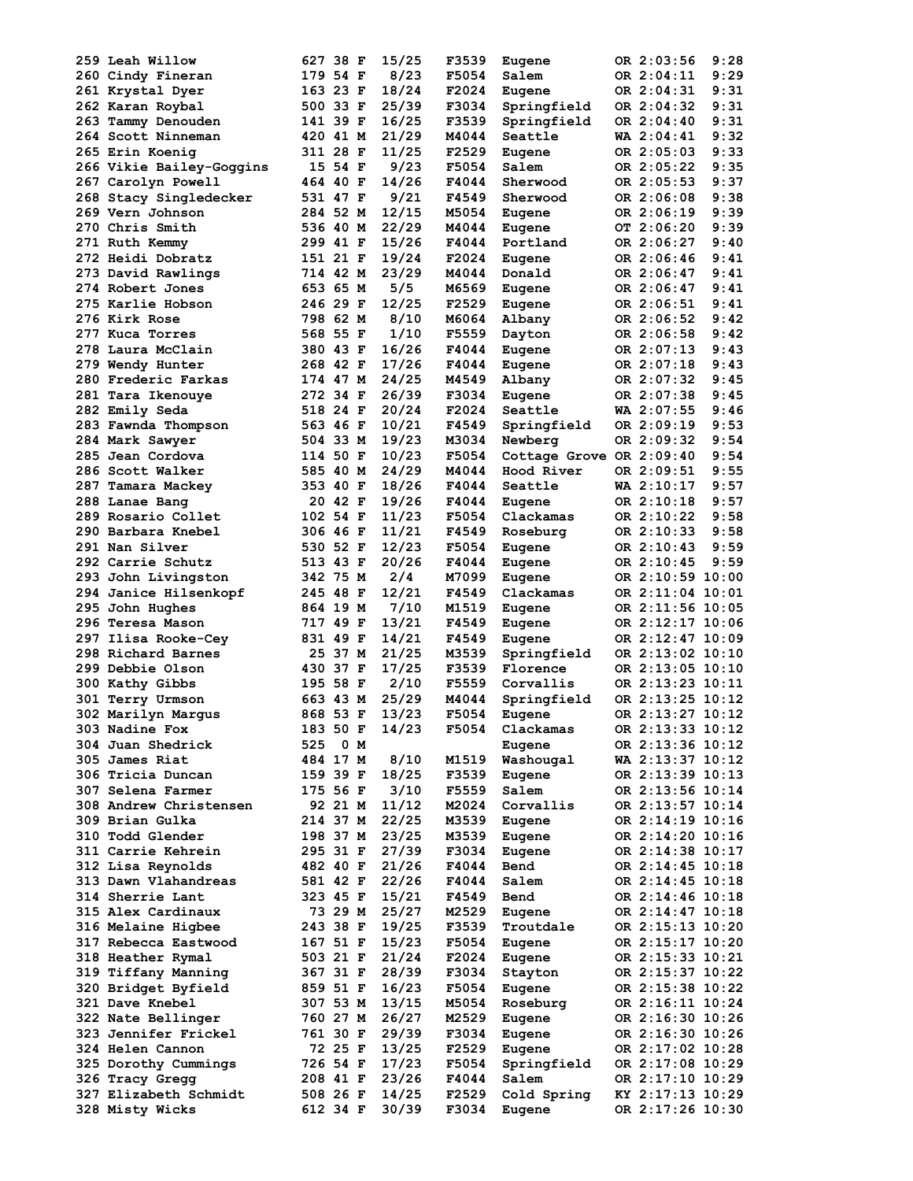```
259 Leah Willow           627 38 F  15/25   F3539  Eugene        OR 2:03:56  9:28
260 Cindy Fineran         179 54 F   8/23   F5054  Salem         OR 2:04:11  9:29
261 Krystal Dyer          163 23 F  18/24   F2024  Eugene        OR 2:04:31  9:31
262 Karan Roybal          500 33 F  25/39   F3034  Springfield   OR 2:04:32  9:31
263 Tammy Denouden        141 39 F  16/25   F3539  Springfield   OR 2:04:40  9:31
264 Scott Ninneman        420 41 M  21/29   M4044  Seattle       WA 2:04:41  9:32
265 Erin Koenig           311 28 F  11/25   F2529  Eugene        OR 2:05:03  9:33
266 Vikie Bailey-Goggins   15 54 F   9/23   F5054  Salem         OR 2:05:22  9:35
267 Carolyn Powell        464 40 F  14/26   F4044  Sherwood      OR 2:05:53  9:37
268 Stacy Singledecker    531 47 F   9/21   F4549  Sherwood      OR 2:06:08  9:38
269 Vern Johnson          284 52 M  12/15   M5054  Eugene        OR 2:06:19  9:39
270 Chris Smith           536 40 M  22/29   M4044  Eugene        OT 2:06:20  9:39
271 Ruth Kemmy            299 41 F  15/26   F4044  Portland      OR 2:06:27  9:40
272 Heidi Dobratz         151 21 F  19/24   F2024  Eugene        OR 2:06:46  9:41
273 David Rawlings        714 42 M  23/29   M4044  Donald        OR 2:06:47  9:41
274 Robert Jones          653 65 M   5/5    M6569  Eugene        OR 2:06:47  9:41
275 Karlie Hobson         246 29 F  12/25   F2529  Eugene        OR 2:06:51  9:41
276 Kirk Rose             798 62 M   8/10   M6064  Albany        OR 2:06:52  9:42
277 Kuca Torres           568 55 F   1/10   F5559  Dayton        OR 2:06:58  9:42
278 Laura McClain         380 43 F  16/26   F4044  Eugene        OR 2:07:13  9:43
279 Wendy Hunter          268 42 F  17/26   F4044  Eugene        OR 2:07:18  9:43
280 Frederic Farkas       174 47 M  24/25   M4549  Albany        OR 2:07:32  9:45
281 Tara Ikenouye         272 34 F  26/39   F3034  Eugene        OR 2:07:38  9:45
282 Emily Seda            518 24 F  20/24   F2024  Seattle       WA 2:07:55  9:46
283 Fawnda Thompson       563 46 F  10/21   F4549  Springfield   OR 2:09:19  9:53
284 Mark Sawyer           504 33 M  19/23   M3034  Newberg       OR 2:09:32  9:54
285 Jean Cordova          114 50 F  10/23   F5054  Cottage Grove OR 2:09:40  9:54
286 Scott Walker          585 40 M  24/29   M4044  Hood River    OR 2:09:51  9:55
287 Tamara Mackey         353 40 F  18/26   F4044  Seattle       WA 2:10:17  9:57
288 Lanae Bang             20 42 F  19/26   F4044  Eugene        OR 2:10:18  9:57
289 Rosario Collet        102 54 F  11/23   F5054  Clackamas     OR 2:10:22  9:58
290 Barbara Knebel        306 46 F  11/21   F4549  Roseburg      OR 2:10:33  9:58
291 Nan Silver            530 52 F  12/23   F5054  Eugene        OR 2:10:43  9:59
292 Carrie Schutz         513 43 F  20/26   F4044  Eugene        OR 2:10:45  9:59
293 John Livingston       342 75 M   2/4    M7099  Eugene        OR 2:10:59 10:00
294 Janice Hilsenkopf     245 48 F  12/21   F4549  Clackamas     OR 2:11:04 10:01
295 John Hughes           864 19 M   7/10   M1519  Eugene        OR 2:11:56 10:05
296 Teresa Mason          717 49 F  13/21   F4549  Eugene        OR 2:12:17 10:06
297 Ilisa Rooke-Cey       831 49 F  14/21   F4549  Eugene        OR 2:12:47 10:09
298 Richard Barnes         25 37 M  21/25   M3539  Springfield   OR 2:13:02 10:10
299 Debbie Olson          430 37 F  17/25   F3539  Florence      OR 2:13:05 10:10
300 Kathy Gibbs           195 58 F   2/10   F5559  Corvallis     OR 2:13:23 10:11
301 Terry Urmson          663 43 M  25/29   M4044  Springfield   OR 2:13:25 10:12
302 Marilyn Margus        868 53 F  13/23   F5054  Eugene        OR 2:13:27 10:12
303 Nadine Fox            183 50 F  14/23   F5054  Clackamas     OR 2:13:33 10:12
304 Juan Shedrick         525  0 M                 Eugene        OR 2:13:36 10:12
305 James Riat            484 17 M   8/10   M1519  Washougal     WA 2:13:37 10:12
306 Tricia Duncan         159 39 F  18/25   F3539  Eugene        OR 2:13:39 10:13
307 Selena Farmer         175 56 F   3/10   F5559  Salem         OR 2:13:56 10:14
308 Andrew Christensen     92 21 M  11/12   M2024  Corvallis     OR 2:13:57 10:14
309 Brian Gulka           214 37 M  22/25   M3539  Eugene        OR 2:14:19 10:16
310 Todd Glender          198 37 M  23/25   M3539  Eugene        OR 2:14:20 10:16
311 Carrie Kehrein        295 31 F  27/39   F3034  Eugene        OR 2:14:38 10:17
312 Lisa Reynolds         482 40 F  21/26   F4044  Bend          OR 2:14:45 10:18
313 Dawn Vlahandreas      581 42 F  22/26   F4044  Salem         OR 2:14:45 10:18
314 Sherrie Lant          323 45 F  15/21   F4549  Bend          OR 2:14:46 10:18
315 Alex Cardinaux         73 29 M  25/27   M2529  Eugene        OR 2:14:47 10:18
316 Melaine Higbee        243 38 F  19/25   F3539  Troutdale     OR 2:15:13 10:20
317 Rebecca Eastwood      167 51 F  15/23   F5054  Eugene        OR 2:15:17 10:20
318 Heather Rymal         503 21 F  21/24   F2024  Eugene        OR 2:15:33 10:21
319 Tiffany Manning       367 31 F  28/39   F3034  Stayton       OR 2:15:37 10:22
320 Bridget Byfield       859 51 F  16/23   F5054  Eugene        OR 2:15:38 10:22
321 Dave Knebel           307 53 M  13/15   M5054  Roseburg      OR 2:16:11 10:24
322 Nate Bellinger        760 27 M  26/27   M2529  Eugene        OR 2:16:30 10:26
323 Jennifer Frickel      761 30 F  29/39   F3034  Eugene        OR 2:16:30 10:26
324 Helen Cannon           72 25 F  13/25   F2529  Eugene        OR 2:17:02 10:28
325 Dorothy Cummings      726 54 F  17/23   F5054  Springfield   OR 2:17:08 10:29
326 Tracy Gregg           208 41 F  23/26   F4044  Salem         OR 2:17:10 10:29
327 Elizabeth Schmidt     508 26 F  14/25   F2529  Cold Spring   KY 2:17:13 10:29
328 Misty Wicks           612 34 F  30/39   F3034  Eugene        OR 2:17:26 10:30
```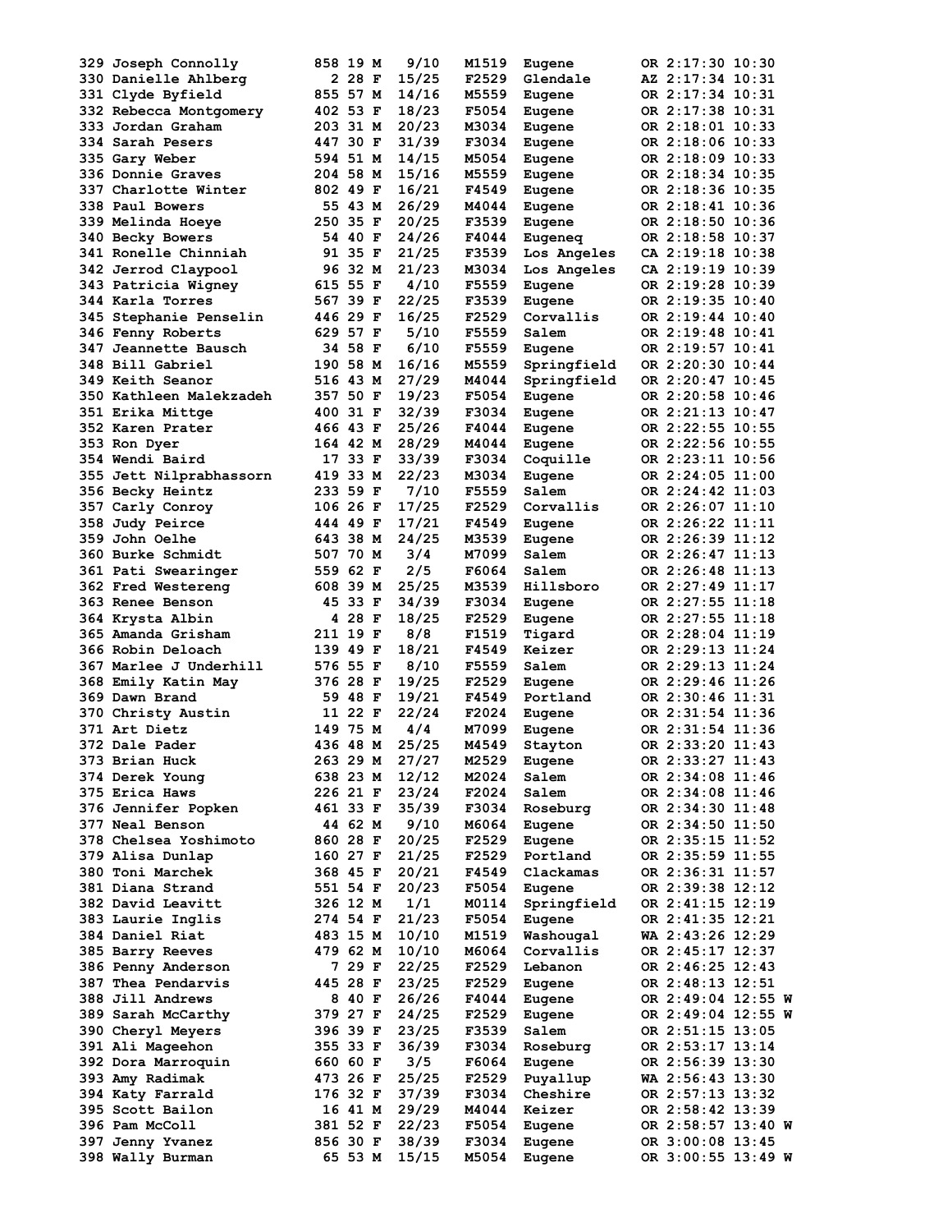```
329 Joseph Connolly         858 19 M    9/10    M1519  Eugene        OR 2:17:30 10:30
330 Danielle Ahlberg          2 28 F   15/25    F2529  Glendale      AZ 2:17:34 10:31
331 Clyde Byfield           855 57 M   14/16    M5559  Eugene        OR 2:17:34 10:31
332 Rebecca Montgomery      402 53 F   18/23    F5054  Eugene        OR 2:17:38 10:31
333 Jordan Graham           203 31 M   20/23    M3034  Eugene        OR 2:18:01 10:33
334 Sarah Pesers            447 30 F   31/39    F3034  Eugene        OR 2:18:06 10:33
335 Gary Weber              594 51 M   14/15    M5054  Eugene        OR 2:18:09 10:33
336 Donnie Graves           204 58 M   15/16    M5559  Eugene        OR 2:18:34 10:35
337 Charlotte Winter        802 49 F   16/21    F4549  Eugene        OR 2:18:36 10:35
338 Paul Bowers              55 43 M   26/29    M4044  Eugene        OR 2:18:41 10:36
339 Melinda Hoeye           250 35 F   20/25    F3539  Eugene        OR 2:18:50 10:36
340 Becky Bowers             54 40 F   24/26    F4044  Eugeneq       OR 2:18:58 10:37
341 Ronelle Chinniah         91 35 F   21/25    F3539  Los Angeles   CA 2:19:18 10:38
342 Jerrod Claypool          96 32 M   21/23    M3034  Los Angeles   CA 2:19:19 10:39
343 Patricia Wigney         615 55 F    4/10    F5559  Eugene        OR 2:19:28 10:39
344 Karla Torres            567 39 F   22/25    F3539  Eugene        OR 2:19:35 10:40
345 Stephanie Penselin      446 29 F   16/25    F2529  Corvallis     OR 2:19:44 10:40
346 Fenny Roberts           629 57 F    5/10    F5559  Salem         OR 2:19:48 10:41
347 Jeannette Bausch         34 58 F    6/10    F5559  Eugene        OR 2:19:57 10:41
348 Bill Gabriel            190 58 M   16/16    M5559  Springfield   OR 2:20:30 10:44
349 Keith Seanor            516 43 M   27/29    M4044  Springfield   OR 2:20:47 10:45
350 Kathleen Malekzadeh     357 50 F   19/23    F5054  Eugene        OR 2:20:58 10:46
351 Erika Mittge            400 31 F   32/39    F3034  Eugene        OR 2:21:13 10:47
352 Karen Prater            466 43 F   25/26    F4044  Eugene        OR 2:22:55 10:55
353 Ron Dyer                164 42 M   28/29    M4044  Eugene        OR 2:22:56 10:55
354 Wendi Baird              17 33 F   33/39    F3034  Coquille      OR 2:23:11 10:56
355 Jett Nilprabhassorn     419 33 M   22/23    M3034  Eugene        OR 2:24:05 11:00
356 Becky Heintz            233 59 F    7/10    F5559  Salem         OR 2:24:42 11:03
357 Carly Conroy            106 26 F   17/25    F2529  Corvallis     OR 2:26:07 11:10
358 Judy Peirce             444 49 F   17/21    F4549  Eugene        OR 2:26:22 11:11
359 John Oelhe              643 38 M   24/25    M3539  Eugene        OR 2:26:39 11:12
360 Burke Schmidt           507 70 M    3/4     M7099  Salem         OR 2:26:47 11:13
361 Pati Swearinger         559 62 F    2/5     F6064  Salem         OR 2:26:48 11:13
362 Fred Westereng          608 39 M   25/25    M3539  Hillsboro     OR 2:27:49 11:17
363 Renee Benson             45 33 F   34/39    F3034  Eugene        OR 2:27:55 11:18
364 Krysta Albin              4 28 F   18/25    F2529  Eugene        OR 2:27:55 11:18
365 Amanda Grisham          211 19 F    8/8     F1519  Tigard        OR 2:28:04 11:19
366 Robin Deloach           139 49 F   18/21    F4549  Keizer        OR 2:29:13 11:24
367 Marlee J Underhill      576 55 F    8/10    F5559  Salem         OR 2:29:13 11:24
368 Emily Katin May         376 28 F   19/25    F2529  Eugene        OR 2:29:46 11:26
369 Dawn Brand               59 48 F   19/21    F4549  Portland      OR 2:30:46 11:31
370 Christy Austin           11 22 F   22/24    F2024  Eugene        OR 2:31:54 11:36
371 Art Dietz               149 75 M    4/4     M7099  Eugene        OR 2:31:54 11:36
372 Dale Pader              436 48 M   25/25    M4549  Stayton       OR 2:33:20 11:43
373 Brian Huck              263 29 M   27/27    M2529  Eugene        OR 2:33:27 11:43
374 Derek Young             638 23 M   12/12    M2024  Salem         OR 2:34:08 11:46
375 Erica Haws              226 21 F   23/24    F2024  Salem         OR 2:34:08 11:46
376 Jennifer Popken         461 33 F   35/39    F3034  Roseburg      OR 2:34:30 11:48
377 Neal Benson              44 62 M    9/10    M6064  Eugene        OR 2:34:50 11:50
378 Chelsea Yoshimoto       860 28 F   20/25    F2529  Eugene        OR 2:35:15 11:52
379 Alisa Dunlap            160 27 F   21/25    F2529  Portland      OR 2:35:59 11:55
380 Toni Marchek            368 45 F   20/21    F4549  Clackamas     OR 2:36:31 11:57
381 Diana Strand            551 54 F   20/23    F5054  Eugene        OR 2:39:38 12:12
382 David Leavitt           326 12 M    1/1     M0114  Springfield   OR 2:41:15 12:19
383 Laurie Inglis           274 54 F   21/23    F5054  Eugene        OR 2:41:35 12:21
384 Daniel Riat             483 15 M   10/10    M1519  Washougal     WA 2:43:26 12:29
385 Barry Reeves            479 62 M   10/10    M6064  Corvallis     OR 2:45:17 12:37
386 Penny Anderson            7 29 F   22/25    F2529  Lebanon       OR 2:46:25 12:43
387 Thea Pendarvis          445 28 F   23/25    F2529  Eugene        OR 2:48:13 12:51
388 Jill Andrews              8 40 F   26/26    F4044  Eugene        OR 2:49:04 12:55 W
389 Sarah McCarthy          379 27 F   24/25    F2529  Eugene        OR 2:49:04 12:55 W
390 Cheryl Meyers           396 39 F   23/25    F3539  Salem         OR 2:51:15 13:05
391 Ali Mageehon            355 33 F   36/39    F3034  Roseburg      OR 2:53:17 13:14
392 Dora Marroquin          660 60 F    3/5     F6064  Eugene        OR 2:56:39 13:30
393 Amy Radimak             473 26 F   25/25    F2529  Puyallup      WA 2:56:43 13:30
394 Katy Farrald            176 32 F   37/39    F3034  Cheshire      OR 2:57:13 13:32
395 Scott Bailon             16 41 M   29/29    M4044  Keizer        OR 2:58:42 13:39
396 Pam McColl              381 52 F   22/23    F5054  Eugene        OR 2:58:57 13:40 W
397 Jenny Yvanez            856 30 F   38/39    F3034  Eugene        OR 3:00:08 13:45
398 Wally Burman             65 53 M   15/15    M5054  Eugene        OR 3:00:55 13:49 W
```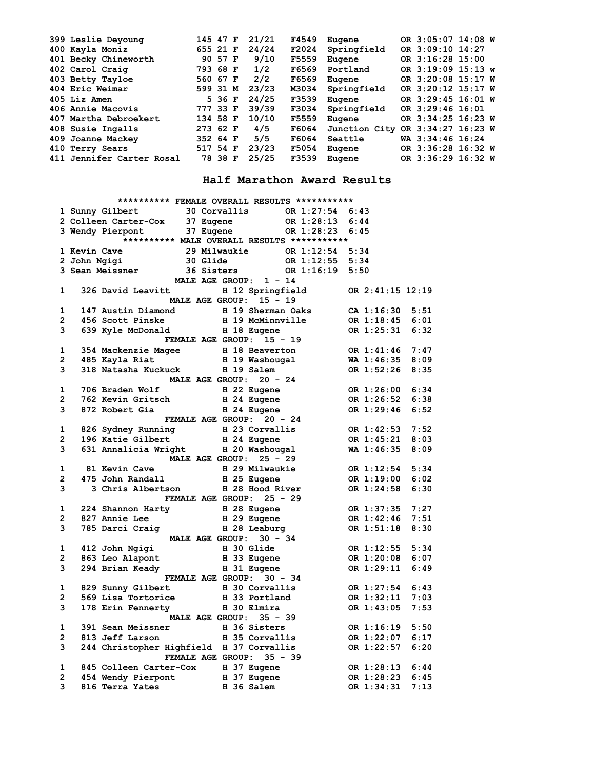```
399 Leslie Deyoung         145 47 F  21/21   F4549  Eugene        OR 3:05:07 14:08 W
400 Kayla Moniz            655 21 F  24/24   F2024  Springfield   OR 3:09:10 14:27
401 Becky Chineworth        90 57 F   9/10   F5559  Eugene        OR 3:16:28 15:00
402 Carol Craig            793 68 F   1/2    F6569  Portland      OR 3:19:09 15:13 w
403 Betty Tayloe           560 67 F   2/2    F6569  Eugene        OR 3:20:08 15:17 W
404 Eric Weimar            599 31 M  23/23   M3034  Springfield   OR 3:20:12 15:17 W
405 Liz Amen                 5 36 F  24/25   F3539  Eugene        OR 3:29:45 16:01 W
406 Annie Macovis          777 33 F  39/39   F3034  Springfield   OR 3:29:46 16:01
407 Martha Debroekert      134 58 F  10/10   F5559  Eugene        OR 3:34:25 16:23 W
408 Susie Ingalls          273 62 F   4/5    F6064  Junction City OR 3:34:27 16:23 W
409 Joanne Mackey          352 64 F   5/5    F6064  Seattle       WA 3:34:46 16:24
410 Terry Sears            517 54 F  23/23   F5054  Eugene        OR 3:36:28 16:32 W
411 Jennifer Carter Rosal   78 38 F  25/25   F3539  Eugene        OR 3:36:29 16:32 W
```

## Half Marathon Award Results

```
          ********** FEMALE OVERALL RESULTS ***********
 1 Sunny Gilbert         30 Corvallis       OR 1:27:54  6:43
 2 Colleen Carter-Cox    37 Eugene          OR 1:28:13  6:44
 3 Wendy Pierpont        37 Eugene          OR 1:28:23  6:45
          ********** MALE OVERALL RESULTS ***********
 1 Kevin Cave            29 Milwaukie       OR 1:12:54  5:34
 2 John Ngigi            30 Glide           OR 1:12:55  5:34
 3 Sean Meissner         36 Sisters         OR 1:16:19  5:50
                    MALE AGE GROUP:  1 - 14
 1   326 David Leavitt          H 12 Springfield       OR 2:41:15 12:19
                    MALE AGE GROUP:  15 - 19
 1   147 Austin Diamond         H 19 Sherman Oaks      CA 1:16:30  5:51
 2   456 Scott Pinske           H 19 McMinnville       OR 1:18:45  6:01
 3   639 Kyle McDonald          H 18 Eugene            OR 1:25:31  6:32
                    FEMALE AGE GROUP:  15 - 19
 1   354 Mackenzie Magee        H 18 Beaverton         OR 1:41:46  7:47
 2   485 Kayla Riat             H 19 Washougal         WA 1:46:35  8:09
 3   318 Natasha Kuckuck        H 19 Salem             OR 1:52:26  8:35
                    MALE AGE GROUP:  20 - 24
 1   706 Braden Wolf            H 22 Eugene            OR 1:26:00  6:34
 2   762 Kevin Gritsch          H 24 Eugene            OR 1:26:52  6:38
 3   872 Robert Gia             H 24 Eugene            OR 1:29:46  6:52
                    FEMALE AGE GROUP:  20 - 24
 1   826 Sydney Running         H 23 Corvallis         OR 1:42:53  7:52
 2   196 Katie Gilbert          H 24 Eugene            OR 1:45:21  8:03
 3   631 Annalicia Wright       H 20 Washougal         WA 1:46:35  8:09
                    MALE AGE GROUP:  25 - 29
 1    81 Kevin Cave             H 29 Milwaukie         OR 1:12:54  5:34
 2   475 John Randall           H 25 Eugene            OR 1:19:00  6:02
 3     3 Chris Albertson        H 28 Hood River        OR 1:24:58  6:30
                    FEMALE AGE GROUP:  25 - 29
 1   224 Shannon Harty          H 28 Eugene            OR 1:37:35  7:27
 2   827 Annie Lee              H 29 Eugene            OR 1:42:46  7:51
 3   785 Darci Craig            H 28 Leaburg           OR 1:51:18  8:30
                    MALE AGE GROUP:  30 - 34
 1   412 John Ngigi             H 30 Glide             OR 1:12:55  5:34
 2   863 Leo Alapont            H 33 Eugene            OR 1:20:08  6:07
 3   294 Brian Keady            H 31 Eugene            OR 1:29:11  6:49
                    FEMALE AGE GROUP:  30 - 34
 1   829 Sunny Gilbert          H 30 Corvallis         OR 1:27:54  6:43
 2   569 Lisa Tortorice         H 33 Portland          OR 1:32:11  7:03
 3   178 Erin Fennerty          H 30 Elmira            OR 1:43:05  7:53
                    MALE AGE GROUP:  35 - 39
 1   391 Sean Meissner          H 36 Sisters           OR 1:16:19  5:50
 2   813 Jeff Larson            H 35 Corvallis         OR 1:22:07  6:17
 3   244 Christopher Highfield  H 37 Corvallis         OR 1:22:57  6:20
                    FEMALE AGE GROUP:  35 - 39
 1   845 Colleen Carter-Cox     H 37 Eugene            OR 1:28:13  6:44
 2   454 Wendy Pierpont         H 37 Eugene            OR 1:28:23  6:45
 3   816 Terra Yates            H 36 Salem             OR 1:34:31  7:13
```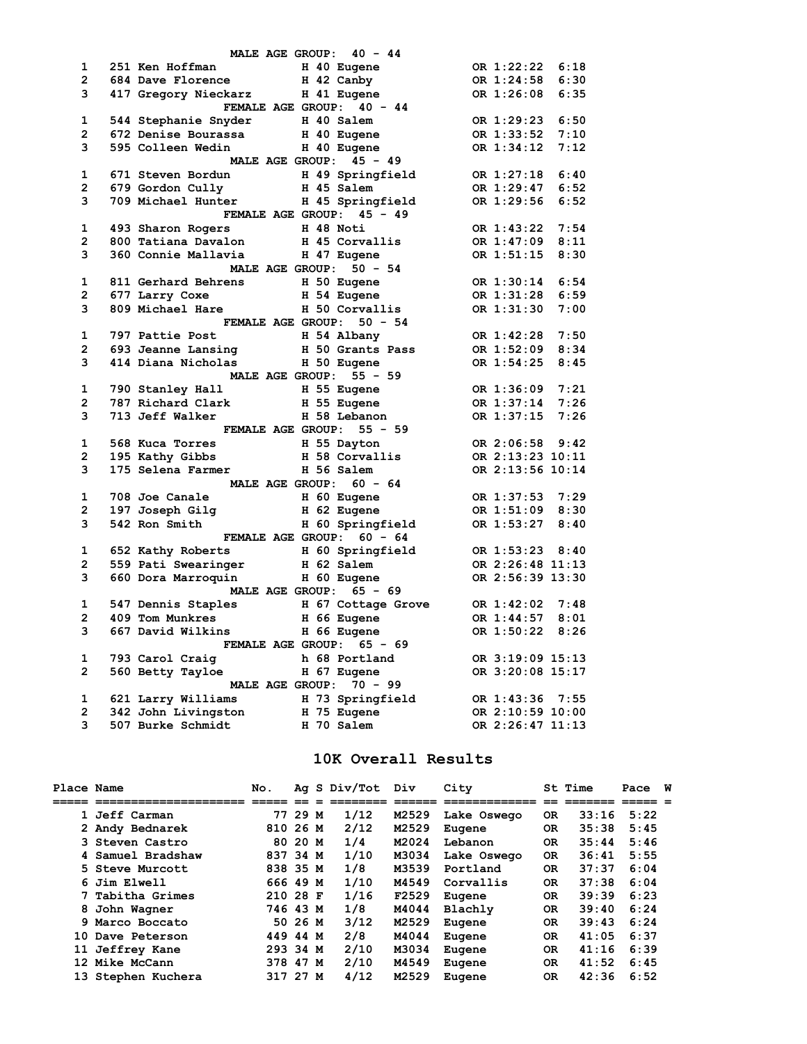**MALE AGE GROUP: 40 - 44**

| | | | | | | |
|---|---|---|---|---|---|---|
| 1 | 251 Ken Hoffman | H 40 | Eugene | OR | 1:22:22 | 6:18 |
| 2 | 684 Dave Florence | H 42 | Canby | OR | 1:24:58 | 6:30 |
| 3 | 417 Gregory Nieckarz | H 41 | Eugene | OR | 1:26:08 | 6:35 |

**FEMALE AGE GROUP: 40 - 44**

| | | | | | | |
|---|---|---|---|---|---|---|
| 1 | 544 Stephanie Snyder | H 40 | Salem | OR | 1:29:23 | 6:50 |
| 2 | 672 Denise Bourassa | H 40 | Eugene | OR | 1:33:52 | 7:10 |
| 3 | 595 Colleen Wedin | H 40 | Eugene | OR | 1:34:12 | 7:12 |

**MALE AGE GROUP: 45 - 49**

| | | | | | | |
|---|---|---|---|---|---|---|
| 1 | 671 Steven Bordun | H 49 | Springfield | OR | 1:27:18 | 6:40 |
| 2 | 679 Gordon Cully | H 45 | Salem | OR | 1:29:47 | 6:52 |
| 3 | 709 Michael Hunter | H 45 | Springfield | OR | 1:29:56 | 6:52 |

**FEMALE AGE GROUP: 45 - 49**

| | | | | | | |
|---|---|---|---|---|---|---|
| 1 | 493 Sharon Rogers | H 48 | Noti | OR | 1:43:22 | 7:54 |
| 2 | 800 Tatiana Davalon | H 45 | Corvallis | OR | 1:47:09 | 8:11 |
| 3 | 360 Connie Mallavia | H 47 | Eugene | OR | 1:51:15 | 8:30 |

**MALE AGE GROUP: 50 - 54**

| | | | | | | |
|---|---|---|---|---|---|---|
| 1 | 811 Gerhard Behrens | H 50 | Eugene | OR | 1:30:14 | 6:54 |
| 2 | 677 Larry Coxe | H 54 | Eugene | OR | 1:31:28 | 6:59 |
| 3 | 809 Michael Hare | H 50 | Corvallis | OR | 1:31:30 | 7:00 |

**FEMALE AGE GROUP: 50 - 54**

| | | | | | | |
|---|---|---|---|---|---|---|
| 1 | 797 Pattie Post | H 54 | Albany | OR | 1:42:28 | 7:50 |
| 2 | 693 Jeanne Lansing | H 50 | Grants Pass | OR | 1:52:09 | 8:34 |
| 3 | 414 Diana Nicholas | H 50 | Eugene | OR | 1:54:25 | 8:45 |

**MALE AGE GROUP: 55 - 59**

| | | | | | | |
|---|---|---|---|---|---|---|
| 1 | 790 Stanley Hall | H 55 | Eugene | OR | 1:36:09 | 7:21 |
| 2 | 787 Richard Clark | H 55 | Eugene | OR | 1:37:14 | 7:26 |
| 3 | 713 Jeff Walker | H 58 | Lebanon | OR | 1:37:15 | 7:26 |

**FEMALE AGE GROUP: 55 - 59**

| | | | | | | |
|---|---|---|---|---|---|---|
| 1 | 568 Kuca Torres | H 55 | Dayton | OR | 2:06:58 | 9:42 |
| 2 | 195 Kathy Gibbs | H 58 | Corvallis | OR | 2:13:23 | 10:11 |
| 3 | 175 Selena Farmer | H 56 | Salem | OR | 2:13:56 | 10:14 |

**MALE AGE GROUP: 60 - 64**

| | | | | | | |
|---|---|---|---|---|---|---|
| 1 | 708 Joe Canale | H 60 | Eugene | OR | 1:37:53 | 7:29 |
| 2 | 197 Joseph Gilg | H 62 | Eugene | OR | 1:51:09 | 8:30 |
| 3 | 542 Ron Smith | H 60 | Springfield | OR | 1:53:27 | 8:40 |

**FEMALE AGE GROUP: 60 - 64**

| | | | | | | |
|---|---|---|---|---|---|---|
| 1 | 652 Kathy Roberts | H 60 | Springfield | OR | 1:53:23 | 8:40 |
| 2 | 559 Pati Swearinger | H 62 | Salem | OR | 2:26:48 | 11:13 |
| 3 | 660 Dora Marroquin | H 60 | Eugene | OR | 2:56:39 | 13:30 |

**MALE AGE GROUP: 65 - 69**

| | | | | | | |
|---|---|---|---|---|---|---|
| 1 | 547 Dennis Staples | H 67 | Cottage Grove | OR | 1:42:02 | 7:48 |
| 2 | 409 Tom Munkres | H 66 | Eugene | OR | 1:44:57 | 8:01 |
| 3 | 667 David Wilkins | H 66 | Eugene | OR | 1:50:22 | 8:26 |

**FEMALE AGE GROUP: 65 - 69**

| | | | | | | |
|---|---|---|---|---|---|---|
| 1 | 793 Carol Craig | h 68 | Portland | OR | 3:19:09 | 15:13 |
| 2 | 560 Betty Tayloe | H 67 | Eugene | OR | 3:20:08 | 15:17 |

**MALE AGE GROUP: 70 - 99**

| | | | | | | |
|---|---|---|---|---|---|---|
| 1 | 621 Larry Williams | H 73 | Springfield | OR | 1:43:36 | 7:55 |
| 2 | 342 John Livingston | H 75 | Eugene | OR | 2:10:59 | 10:00 |
| 3 | 507 Burke Schmidt | H 70 | Salem | OR | 2:26:47 | 11:13 |

## 10K Overall Results

| Place | Name | No. | Ag | S | Div/Tot | Div | City | St | Time | Pace | W |
|---|---|---|---|---|---|---|---|---|---|---|---|
| 1 | Jeff Carman | 77 | 29 | M | 1/12 | M2529 | Lake Oswego | OR | 33:16 | 5:22 | |
| 2 | Andy Bednarek | 810 | 26 | M | 2/12 | M2529 | Eugene | OR | 35:38 | 5:45 | |
| 3 | Steven Castro | 80 | 20 | M | 1/4 | M2024 | Lebanon | OR | 35:44 | 5:46 | |
| 4 | Samuel Bradshaw | 837 | 34 | M | 1/10 | M3034 | Lake Oswego | OR | 36:41 | 5:55 | |
| 5 | Steve Murcott | 838 | 35 | M | 1/8 | M3539 | Portland | OR | 37:37 | 6:04 | |
| 6 | Jim Elwell | 666 | 49 | M | 1/10 | M4549 | Corvallis | OR | 37:38 | 6:04 | |
| 7 | Tabitha Grimes | 210 | 28 | F | 1/16 | F2529 | Eugene | OR | 39:39 | 6:23 | |
| 8 | John Wagner | 746 | 43 | M | 1/8 | M4044 | Blachly | OR | 39:40 | 6:24 | |
| 9 | Marco Boccato | 50 | 26 | M | 3/12 | M2529 | Eugene | OR | 39:43 | 6:24 | |
| 10 | Dave Peterson | 449 | 44 | M | 2/8 | M4044 | Eugene | OR | 41:05 | 6:37 | |
| 11 | Jeffrey Kane | 293 | 34 | M | 2/10 | M3034 | Eugene | OR | 41:16 | 6:39 | |
| 12 | Mike McCann | 378 | 47 | M | 2/10 | M4549 | Eugene | OR | 41:52 | 6:45 | |
| 13 | Stephen Kuchera | 317 | 27 | M | 4/12 | M2529 | Eugene | OR | 42:36 | 6:52 | |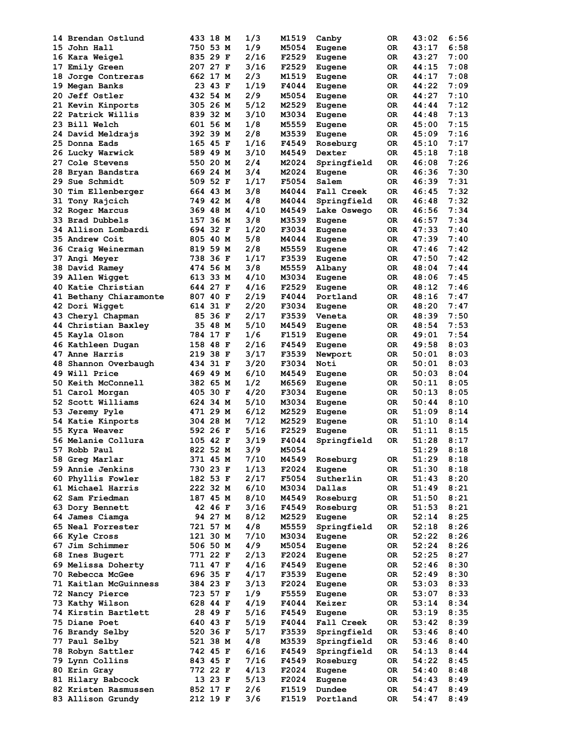```
 14 Brendan Ostlund        433 18 M   1/3    M1519  Canby        OR   43:02  6:56
 15 John Hall              750 53 M   1/9    M5054  Eugene       OR   43:17  6:58
 16 Kara Weigel            835 29 F   2/16   F2529  Eugene       OR   43:27  7:00
 17 Emily Green            207 27 F   3/16   F2529  Eugene       OR   44:15  7:08
 18 Jorge Contreras        662 17 M   2/3    M1519  Eugene       OR   44:17  7:08
 19 Megan Banks             23 43 F   1/19   F4044  Eugene       OR   44:22  7:09
 20 Jeff Ostler            432 54 M   2/9    M5054  Eugene       OR   44:27  7:10
 21 Kevin Kinports         305 26 M   5/12   M2529  Eugene       OR   44:44  7:12
 22 Patrick Willis         839 32 M   3/10   M3034  Eugene       OR   44:48  7:13
 23 Bill Welch             601 56 M   1/8    M5559  Eugene       OR   45:00  7:15
 24 David Meldrajs         392 39 M   2/8    M3539  Eugene       OR   45:09  7:16
 25 Donna Eads             165 45 F   1/16   F4549  Roseburg     OR   45:10  7:17
 26 Lucky Warwick          589 49 M   3/10   M4549  Dexter       OR   45:18  7:18
 27 Cole Stevens           550 20 M   2/4    M2024  Springfield  OR   46:08  7:26
 28 Bryan Bandstra         669 24 M   3/4    M2024  Eugene       OR   46:36  7:30
 29 Sue Schmidt            509 52 F   1/17   F5054  Salem        OR   46:39  7:31
 30 Tim Ellenberger        664 43 M   3/8    M4044  Fall Creek   OR   46:45  7:32
 31 Tony Rajcich           749 42 M   4/8    M4044  Springfield  OR   46:48  7:32
 32 Roger Marcus           369 48 M   4/10   M4549  Lake Oswego  OR   46:56  7:34
 33 Brad Dubbels           157 36 M   3/8    M3539  Eugene       OR   46:57  7:34
 34 Allison Lombardi       694 32 F   1/20   F3034  Eugene       OR   47:33  7:40
 35 Andrew Coit            805 40 M   5/8    M4044  Eugene       OR   47:39  7:40
 36 Craig Weinerman        819 59 M   2/8    M5559  Eugene       OR   47:46  7:42
 37 Angi Meyer             738 36 F   1/17   F3539  Eugene       OR   47:50  7:42
 38 David Ramey            474 56 M   3/8    M5559  Albany       OR   48:04  7:44
 39 Allen Wigget           613 33 M   4/10   M3034  Eugene       OR   48:06  7:45
 40 Katie Christian        644 27 F   4/16   F2529  Eugene       OR   48:12  7:46
 41 Bethany Chiaramonte    807 40 F   2/19   F4044  Portland     OR   48:16  7:47
 42 Dori Wigget            614 31 F   2/20   F3034  Eugene       OR   48:20  7:47
 43 Cheryl Chapman          85 36 F   2/17   F3539  Veneta       OR   48:39  7:50
 44 Christian Baxley        35 48 M   5/10   M4549  Eugene       OR   48:54  7:53
 45 Kayla Olson            784 17 F   1/6    F1519  Eugene       OR   49:01  7:54
 46 Kathleen Dugan         158 48 F   2/16   F4549  Eugene       OR   49:58  8:03
 47 Anne Harris            219 38 F   3/17   F3539  Newport      OR   50:01  8:03
 48 Shannon Overbaugh      434 31 F   3/20   F3034  Noti         OR   50:01  8:03
 49 Will Price             469 49 M   6/10   M4549  Eugene       OR   50:03  8:04
 50 Keith McConnell        382 65 M   1/2    M6569  Eugene       OR   50:11  8:05
 51 Carol Morgan           405 30 F   4/20   F3034  Eugene       OR   50:13  8:05
 52 Scott Williams         624 34 M   5/10   M3034  Eugene       OR   50:44  8:10
 53 Jeremy Pyle            471 29 M   6/12   M2529  Eugene       OR   51:09  8:14
 54 Katie Kinports         304 28 M   7/12   M2529  Eugene       OR   51:10  8:14
 55 Kyra Weaver            592 26 F   5/16   F2529  Eugene       OR   51:11  8:15
 56 Melanie Collura        105 42 F   3/19   F4044  Springfield  OR   51:28  8:17
 57 Robb Paul              822 52 M   3/9    M5054                    51:29  8:18
 58 Greg Marlar            371 45 M   7/10   M4549  Roseburg     OR   51:29  8:18
 59 Annie Jenkins          730 23 F   1/13   F2024  Eugene       OR   51:30  8:18
 60 Phyllis Fowler         182 53 F   2/17   F5054  Sutherlin    OR   51:43  8:20
 61 Michael Harris         222 32 M   6/10   M3034  Dallas       OR   51:49  8:21
 62 Sam Friedman           187 45 M   8/10   M4549  Roseburg     OR   51:50  8:21
 63 Dory Bennett            42 46 F   3/16   F4549  Roseburg     OR   51:53  8:21
 64 James Ciamga            94 27 M   8/12   M2529  Eugene       OR   52:14  8:25
 65 Neal Forrester         721 57 M   4/8    M5559  Springfield  OR   52:18  8:26
 66 Kyle Cross             121 30 M   7/10   M3034  Eugene       OR   52:22  8:26
 67 Jim Schimmer           506 50 M   4/9    M5054  Eugene       OR   52:24  8:26
 68 Ines Bugert            771 22 F   2/13   F2024  Eugene       OR   52:25  8:27
 69 Melissa Doherty        711 47 F   4/16   F4549  Eugene       OR   52:46  8:30
 70 Rebecca McGee          696 35 F   4/17   F3539  Eugene       OR   52:49  8:30
 71 Kaitlan McGuinness     384 23 F   3/13   F2024  Eugene       OR   53:03  8:33
 72 Nancy Pierce           723 57 F   1/9    F5559  Eugene       OR   53:07  8:33
 73 Kathy Wilson           628 44 F   4/19   F4044  Keizer       OR   53:14  8:34
 74 Kirstin Bartlett        28 49 F   5/16   F4549  Eugene       OR   53:19  8:35
 75 Diane Poet             640 43 F   5/19   F4044  Fall Creek   OR   53:42  8:39
 76 Brandy Selby           520 36 F   5/17   F3539  Springfield  OR   53:46  8:40
 77 Paul Selby             521 38 M   4/8    M3539  Springfield  OR   53:46  8:40
 78 Robyn Sattler          742 45 F   6/16   F4549  Springfield  OR   54:13  8:44
 79 Lynn Collins           843 45 F   7/16   F4549  Roseburg     OR   54:22  8:45
 80 Erin Gray              772 22 F   4/13   F2024  Eugene       OR   54:40  8:48
 81 Hilary Babcock          13 23 F   5/13   F2024  Eugene       OR   54:43  8:49
 82 Kristen Rasmussen      852 17 F   2/6    F1519  Dundee       OR   54:47  8:49
 83 Allison Grundy         212 19 F   3/6    F1519  Portland     OR   54:47  8:49
```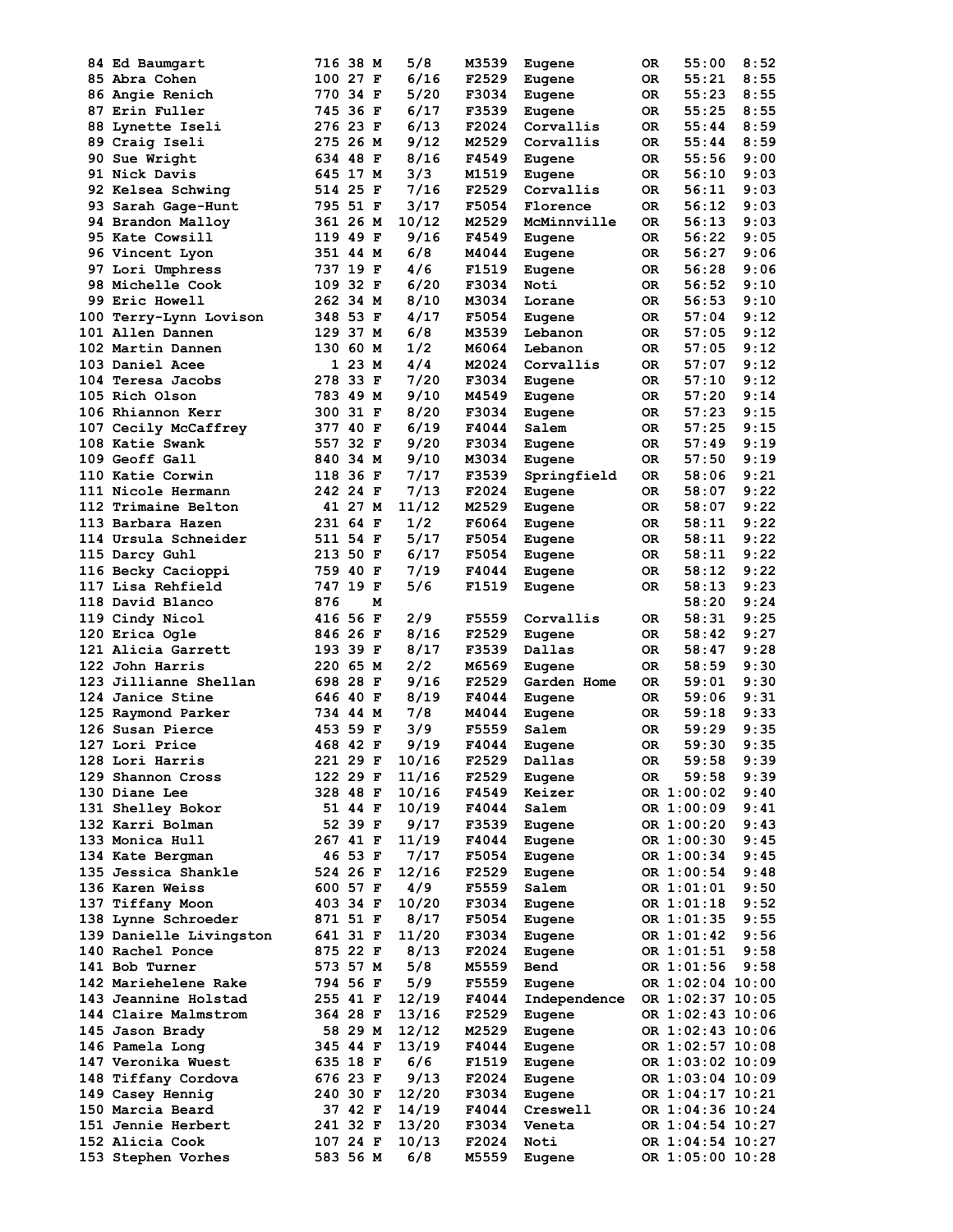```
 84 Ed Baumgart           716 38 M    5/8    M3539  Eugene        OR    55:00   8:52
 85 Abra Cohen            100 27 F    6/16   F2529  Eugene        OR    55:21   8:55
 86 Angie Renich          770 34 F    5/20   F3034  Eugene        OR    55:23   8:55
 87 Erin Fuller           745 36 F    6/17   F3539  Eugene        OR    55:25   8:55
 88 Lynette Iseli         276 23 F    6/13   F2024  Corvallis     OR    55:44   8:59
 89 Craig Iseli           275 26 M    9/12   M2529  Corvallis     OR    55:44   8:59
 90 Sue Wright            634 48 F    8/16   F4549  Eugene        OR    55:56   9:00
 91 Nick Davis            645 17 M    3/3    M1519  Eugene        OR    56:10   9:03
 92 Kelsea Schwing        514 25 F    7/16   F2529  Corvallis     OR    56:11   9:03
 93 Sarah Gage-Hunt       795 51 F    3/17   F5054  Florence      OR    56:12   9:03
 94 Brandon Malloy        361 26 M   10/12   M2529  McMinnville   OR    56:13   9:03
 95 Kate Cowsill          119 49 F    9/16   F4549  Eugene        OR    56:22   9:05
 96 Vincent Lyon          351 44 M    6/8    M4044  Eugene        OR    56:27   9:06
 97 Lori Umphress         737 19 F    4/6    F1519  Eugene        OR    56:28   9:06
 98 Michelle Cook         109 32 F    6/20   F3034  Noti          OR    56:52   9:10
 99 Eric Howell           262 34 M    8/10   M3034  Lorane        OR    56:53   9:10
100 Terry-Lynn Lovison    348 53 F    4/17   F5054  Eugene        OR    57:04   9:12
101 Allen Dannen          129 37 M    6/8    M3539  Lebanon       OR    57:05   9:12
102 Martin Dannen         130 60 M    1/2    M6064  Lebanon       OR    57:05   9:12
103 Daniel Acee             1 23 M    4/4    M2024  Corvallis     OR    57:07   9:12
104 Teresa Jacobs         278 33 F    7/20   F3034  Eugene        OR    57:10   9:12
105 Rich Olson            783 49 M    9/10   M4549  Eugene        OR    57:20   9:14
106 Rhiannon Kerr         300 31 F    8/20   F3034  Eugene        OR    57:23   9:15
107 Cecily McCaffrey      377 40 F    6/19   F4044  Salem         OR    57:25   9:15
108 Katie Swank           557 32 F    9/20   F3034  Eugene        OR    57:49   9:19
109 Geoff Gall            840 34 M    9/10   M3034  Eugene        OR    57:50   9:19
110 Katie Corwin          118 36 F    7/17   F3539  Springfield   OR    58:06   9:21
111 Nicole Hermann        242 24 F    7/13   F2024  Eugene        OR    58:07   9:22
112 Trimaine Belton        41 27 M   11/12   M2529  Eugene        OR    58:07   9:22
113 Barbara Hazen         231 64 F    1/2    F6064  Eugene        OR    58:11   9:22
114 Ursula Schneider      511 54 F    5/17   F5054  Eugene        OR    58:11   9:22
115 Darcy Guhl            213 50 F    6/17   F5054  Eugene        OR    58:11   9:22
116 Becky Cacioppi        759 40 F    7/19   F4044  Eugene        OR    58:12   9:22
117 Lisa Rehfield         747 19 F    5/6    F1519  Eugene        OR    58:13   9:23
118 David Blanco          876    M                                      58:20   9:24
119 Cindy Nicol           416 56 F    2/9    F5559  Corvallis     OR    58:31   9:25
120 Erica Ogle            846 26 F    8/16   F2529  Eugene        OR    58:42   9:27
121 Alicia Garrett        193 39 F    8/17   F3539  Dallas        OR    58:47   9:28
122 John Harris           220 65 M    2/2    M6569  Eugene        OR    58:59   9:30
123 Jillianne Shellan     698 28 F    9/16   F2529  Garden Home   OR    59:01   9:30
124 Janice Stine          646 40 F    8/19   F4044  Eugene        OR    59:06   9:31
125 Raymond Parker        734 44 M    7/8    M4044  Eugene        OR    59:18   9:33
126 Susan Pierce          453 59 F    3/9    F5559  Salem         OR    59:29   9:35
127 Lori Price            468 42 F    9/19   F4044  Eugene        OR    59:30   9:35
128 Lori Harris           221 29 F   10/16   F2529  Dallas        OR    59:58   9:39
129 Shannon Cross         122 29 F   11/16   F2529  Eugene        OR    59:58   9:39
130 Diane Lee             328 48 F   10/16   F4549  Keizer        OR 1:00:02   9:40
131 Shelley Bokor          51 44 F   10/19   F4044  Salem         OR 1:00:09   9:41
132 Karri Bolman           52 39 F    9/17   F3539  Eugene        OR 1:00:20   9:43
133 Monica Hull           267 41 F   11/19   F4044  Eugene        OR 1:00:30   9:45
134 Kate Bergman           46 53 F    7/17   F5054  Eugene        OR 1:00:34   9:45
135 Jessica Shankle       524 26 F   12/16   F2529  Eugene        OR 1:00:54   9:48
136 Karen Weiss           600 57 F    4/9    F5559  Salem         OR 1:01:01   9:50
137 Tiffany Moon          403 34 F   10/20   F3034  Eugene        OR 1:01:18   9:52
138 Lynne Schroeder       871 51 F    8/17   F5054  Eugene        OR 1:01:35   9:55
139 Danielle Livingston   641 31 F   11/20   F3034  Eugene        OR 1:01:42   9:56
140 Rachel Ponce          875 22 F    8/13   F2024  Eugene        OR 1:01:51   9:58
141 Bob Turner            573 57 M    5/8    M5559  Bend          OR 1:01:56   9:58
142 Mariehelene Rake      794 56 F    5/9    F5559  Eugene        OR 1:02:04  10:00
143 Jeannine Holstad      255 41 F   12/19   F4044  Independence  OR 1:02:37  10:05
144 Claire Malmstrom      364 28 F   13/16   F2529  Eugene        OR 1:02:43  10:06
145 Jason Brady            58 29 M   12/12   M2529  Eugene        OR 1:02:43  10:06
146 Pamela Long           345 44 F   13/19   F4044  Eugene        OR 1:02:57  10:08
147 Veronika Wuest        635 18 F    6/6    F1519  Eugene        OR 1:03:02  10:09
148 Tiffany Cordova       676 23 F    9/13   F2024  Eugene        OR 1:03:04  10:09
149 Casey Hennig          240 30 F   12/20   F3034  Eugene        OR 1:04:17  10:21
150 Marcia Beard           37 42 F   14/19   F4044  Creswell      OR 1:04:36  10:24
151 Jennie Herbert        241 32 F   13/20   F3034  Veneta        OR 1:04:54  10:27
152 Alicia Cook           107 24 F   10/13   F2024  Noti          OR 1:04:54  10:27
153 Stephen Vorhes        583 56 M    6/8    M5559  Eugene        OR 1:05:00  10:28
```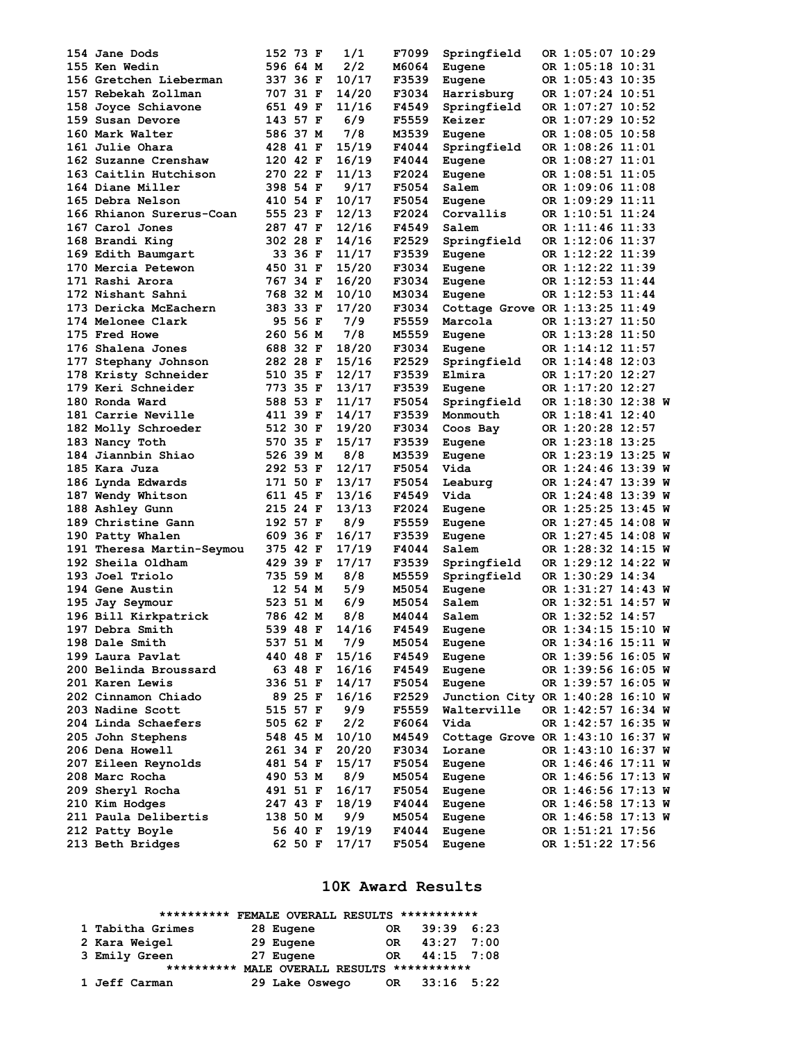```
154 Jane Dods              152 73 F   1/1    F7099  Springfield   OR 1:05:07 10:29
155 Ken Wedin              596 64 M   2/2    M6064  Eugene        OR 1:05:18 10:31
156 Gretchen Lieberman     337 36 F  10/17   F3539  Eugene        OR 1:05:43 10:35
157 Rebekah Zollman        707 31 F  14/20   F3034  Harrisburg    OR 1:07:24 10:51
158 Joyce Schiavone        651 49 F  11/16   F4549  Springfield   OR 1:07:27 10:52
159 Susan Devore           143 57 F   6/9    F5559  Keizer        OR 1:07:29 10:52
160 Mark Walter            586 37 M   7/8    M3539  Eugene        OR 1:08:05 10:58
161 Julie Ohara            428 41 F  15/19   F4044  Springfield   OR 1:08:26 11:01
162 Suzanne Crenshaw       120 42 F  16/19   F4044  Eugene        OR 1:08:27 11:01
163 Caitlin Hutchison      270 22 F  11/13   F2024  Eugene        OR 1:08:51 11:05
164 Diane Miller           398 54 F   9/17   F5054  Salem         OR 1:09:06 11:08
165 Debra Nelson           410 54 F  10/17   F5054  Eugene        OR 1:09:29 11:11
166 Rhianon Surerus-Coan   555 23 F  12/13   F2024  Corvallis     OR 1:10:51 11:24
167 Carol Jones            287 47 F  12/16   F4549  Salem         OR 1:11:46 11:33
168 Brandi King            302 28 F  14/16   F2529  Springfield   OR 1:12:06 11:37
169 Edith Baumgart          33 36 F  11/17   F3539  Eugene        OR 1:12:22 11:39
170 Mercia Petewon         450 31 F  15/20   F3034  Eugene        OR 1:12:22 11:39
171 Rashi Arora            767 34 F  16/20   F3034  Eugene        OR 1:12:53 11:44
172 Nishant Sahni          768 32 M  10/10   M3034  Eugene        OR 1:12:53 11:44
173 Dericka McEachern      383 33 F  17/20   F3034  Cottage Grove OR 1:13:25 11:49
174 Melonee Clark           95 56 F   7/9    F5559  Marcola       OR 1:13:27 11:50
175 Fred Howe              260 56 M   7/8    M5559  Eugene        OR 1:13:28 11:50
176 Shalena Jones          688 32 F  18/20   F3034  Eugene        OR 1:14:12 11:57
177 Stephany Johnson       282 28 F  15/16   F2529  Springfield   OR 1:14:48 12:03
178 Kristy Schneider       510 35 F  12/17   F3539  Elmira        OR 1:17:20 12:27
179 Keri Schneider         773 35 F  13/17   F3539  Eugene        OR 1:17:20 12:27
180 Ronda Ward             588 53 F  11/17   F5054  Springfield   OR 1:18:30 12:38 W
181 Carrie Neville         411 39 F  14/17   F3539  Monmouth      OR 1:18:41 12:40
182 Molly Schroeder        512 30 F  19/20   F3034  Coos Bay      OR 1:20:28 12:57
183 Nancy Toth             570 35 F  15/17   F3539  Eugene        OR 1:23:18 13:25
184 Jiannbin Shiao         526 39 M   8/8    M3539  Eugene        OR 1:23:19 13:25 W
185 Kara Juza              292 53 F  12/17   F5054  Vida          OR 1:24:46 13:39 W
186 Lynda Edwards          171 50 F  13/17   F5054  Leaburg       OR 1:24:47 13:39 W
187 Wendy Whitson          611 45 F  13/16   F4549  Vida          OR 1:24:48 13:39 W
188 Ashley Gunn            215 24 F  13/13   F2024  Eugene        OR 1:25:25 13:45 W
189 Christine Gann         192 57 F   8/9    F5559  Eugene        OR 1:27:45 14:08 W
190 Patty Whalen           609 36 F  16/17   F3539  Eugene        OR 1:27:45 14:08 W
191 Theresa Martin-Seymou  375 42 F  17/19   F4044  Salem         OR 1:28:32 14:15 W
192 Sheila Oldham          429 39 F  17/17   F3539  Springfield   OR 1:29:12 14:22 W
193 Joel Triolo            735 59 M   8/8    M5559  Springfield   OR 1:30:29 14:34
194 Gene Austin             12 54 M   5/9    M5054  Eugene        OR 1:31:27 14:43 W
195 Jay Seymour            523 51 M   6/9    M5054  Salem         OR 1:32:51 14:57 W
196 Bill Kirkpatrick       786 42 M   8/8    M4044  Salem         OR 1:32:52 14:57
197 Debra Smith            539 48 F  14/16   F4549  Eugene        OR 1:34:15 15:10 W
198 Dale Smith             537 51 M   7/9    M5054  Eugene        OR 1:34:16 15:11 W
199 Laura Pavlat           440 48 F  15/16   F4549  Eugene        OR 1:39:56 16:05 W
200 Belinda Broussard       63 48 F  16/16   F4549  Eugene        OR 1:39:56 16:05 W
201 Karen Lewis            336 51 F  14/17   F5054  Eugene        OR 1:39:57 16:05 W
202 Cinnamon Chiado         89 25 F  16/16   F2529  Junction City OR 1:40:28 16:10 W
203 Nadine Scott           515 57 F   9/9    F5559  Walterville   OR 1:42:57 16:34 W
204 Linda Schaefers        505 62 F   2/2    F6064  Vida          OR 1:42:57 16:35 W
205 John Stephens          548 45 M  10/10   M4549  Cottage Grove OR 1:43:10 16:37 W
206 Dena Howell            261 34 F  20/20   F3034  Lorane        OR 1:43:10 16:37 W
207 Eileen Reynolds        481 54 F  15/17   F5054  Eugene        OR 1:46:46 17:11 W
208 Marc Rocha             490 53 M   8/9    M5054  Eugene        OR 1:46:56 17:13 W
209 Sheryl Rocha           491 51 F  16/17   F5054  Eugene        OR 1:46:56 17:13 W
210 Kim Hodges             247 43 F  18/19   F4044  Eugene        OR 1:46:58 17:13 W
211 Paula Delibertis       138 50 M   9/9    M5054  Eugene        OR 1:46:58 17:13 W
212 Patty Boyle             56 40 F  19/19   F4044  Eugene        OR 1:51:21 17:56
213 Beth Bridges            62 50 F  17/17   F5054  Eugene        OR 1:51:22 17:56
```

## 10K Award Results

```
           ********** FEMALE OVERALL RESULTS ***********
   1 Tabitha Grimes        28 Eugene           OR   39:39  6:23
   2 Kara Weigel           29 Eugene           OR   43:27  7:00
   3 Emily Green           27 Eugene           OR   44:15  7:08
           ********** MALE OVERALL RESULTS ***********
   1 Jeff Carman           29 Lake Oswego      OR   33:16  5:22
```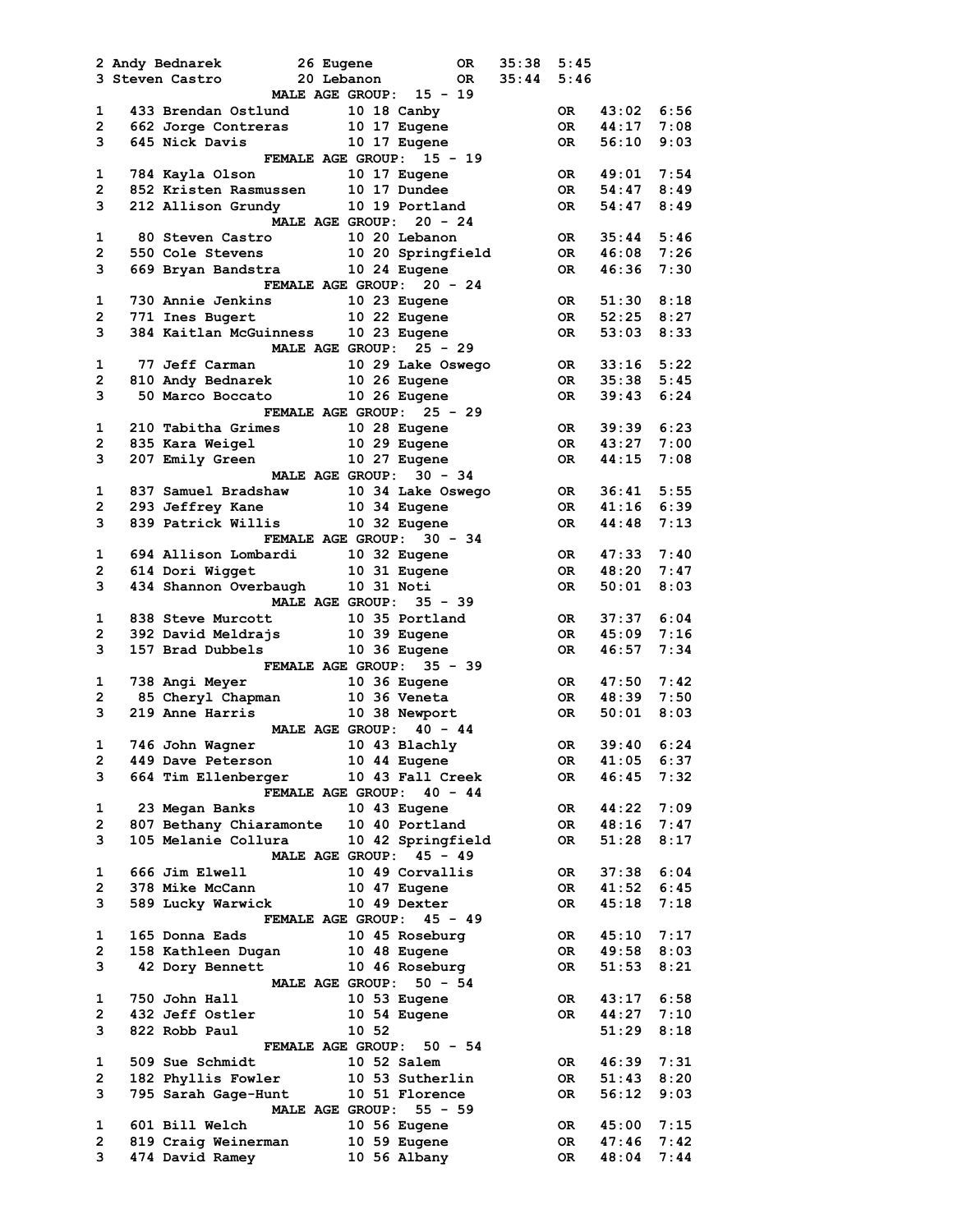```
 2 Andy Bednarek         26 Eugene          OR   35:38  5:45
 3 Steven Castro         20 Lebanon         OR   35:44  5:46
                          MALE AGE GROUP:  15 - 19
1    433 Brendan Ostlund       10 18 Canby                   OR   43:02  6:56
2    662 Jorge Contreras       10 17 Eugene                  OR   44:17  7:08
3    645 Nick Davis            10 17 Eugene                  OR   56:10  9:03
                          FEMALE AGE GROUP:  15 - 19
1    784 Kayla Olson           10 17 Eugene                  OR   49:01  7:54
2    852 Kristen Rasmussen     10 17 Dundee                  OR   54:47  8:49
3    212 Allison Grundy        10 19 Portland                OR   54:47  8:49
                          MALE AGE GROUP:  20 - 24
1     80 Steven Castro         10 20 Lebanon                 OR   35:44  5:46
2    550 Cole Stevens          10 20 Springfield             OR   46:08  7:26
3    669 Bryan Bandstra        10 24 Eugene                  OR   46:36  7:30
                          FEMALE AGE GROUP:  20 - 24
1    730 Annie Jenkins         10 23 Eugene                  OR   51:30  8:18
2    771 Ines Bugert           10 22 Eugene                  OR   52:25  8:27
3    384 Kaitlan McGuinness    10 23 Eugene                  OR   53:03  8:33
                          MALE AGE GROUP:  25 - 29
1     77 Jeff Carman           10 29 Lake Oswego             OR   33:16  5:22
2    810 Andy Bednarek         10 26 Eugene                  OR   35:38  5:45
3     50 Marco Boccato         10 26 Eugene                  OR   39:43  6:24
                          FEMALE AGE GROUP:  25 - 29
1    210 Tabitha Grimes        10 28 Eugene                  OR   39:39  6:23
2    835 Kara Weigel           10 29 Eugene                  OR   43:27  7:00
3    207 Emily Green           10 27 Eugene                  OR   44:15  7:08
                          MALE AGE GROUP:  30 - 34
1    837 Samuel Bradshaw       10 34 Lake Oswego             OR   36:41  5:55
2    293 Jeffrey Kane          10 34 Eugene                  OR   41:16  6:39
3    839 Patrick Willis        10 32 Eugene                  OR   44:48  7:13
                          FEMALE AGE GROUP:  30 - 34
1    694 Allison Lombardi      10 32 Eugene                  OR   47:33  7:40
2    614 Dori Wigget           10 31 Eugene                  OR   48:20  7:47
3    434 Shannon Overbaugh     10 31 Noti                    OR   50:01  8:03
                          MALE AGE GROUP:  35 - 39
1    838 Steve Murcott         10 35 Portland                OR   37:37  6:04
2    392 David Meldrajs        10 39 Eugene                  OR   45:09  7:16
3    157 Brad Dubbels          10 36 Eugene                  OR   46:57  7:34
                          FEMALE AGE GROUP:  35 - 39
1    738 Angi Meyer            10 36 Eugene                  OR   47:50  7:42
2     85 Cheryl Chapman        10 36 Veneta                  OR   48:39  7:50
3    219 Anne Harris           10 38 Newport                 OR   50:01  8:03
                          MALE AGE GROUP:  40 - 44
1    746 John Wagner           10 43 Blachly                 OR   39:40  6:24
2    449 Dave Peterson         10 44 Eugene                  OR   41:05  6:37
3    664 Tim Ellenberger       10 43 Fall Creek              OR   46:45  7:32
                          FEMALE AGE GROUP:  40 - 44
1     23 Megan Banks           10 43 Eugene                  OR   44:22  7:09
2    807 Bethany Chiaramonte   10 40 Portland                OR   48:16  7:47
3    105 Melanie Collura       10 42 Springfield             OR   51:28  8:17
                          MALE AGE GROUP:  45 - 49
1    666 Jim Elwell            10 49 Corvallis               OR   37:38  6:04
2    378 Mike McCann           10 47 Eugene                  OR   41:52  6:45
3    589 Lucky Warwick         10 49 Dexter                  OR   45:18  7:18
                          FEMALE AGE GROUP:  45 - 49
1    165 Donna Eads            10 45 Roseburg                OR   45:10  7:17
2    158 Kathleen Dugan        10 48 Eugene                  OR   49:58  8:03
3     42 Dory Bennett          10 46 Roseburg                OR   51:53  8:21
                          MALE AGE GROUP:  50 - 54
1    750 John Hall             10 53 Eugene                  OR   43:17  6:58
2    432 Jeff Ostler           10 54 Eugene                  OR   44:27  7:10
3    822 Robb Paul             10 52                              51:29  8:18
                          FEMALE AGE GROUP:  50 - 54
1    509 Sue Schmidt           10 52 Salem                   OR   46:39  7:31
2    182 Phyllis Fowler        10 53 Sutherlin               OR   51:43  8:20
3    795 Sarah Gage-Hunt       10 51 Florence                OR   56:12  9:03
                          MALE AGE GROUP:  55 - 59
1    601 Bill Welch            10 56 Eugene                  OR   45:00  7:15
2    819 Craig Weinerman       10 59 Eugene                  OR   47:46  7:42
3    474 David Ramey           10 56 Albany                  OR   48:04  7:44
```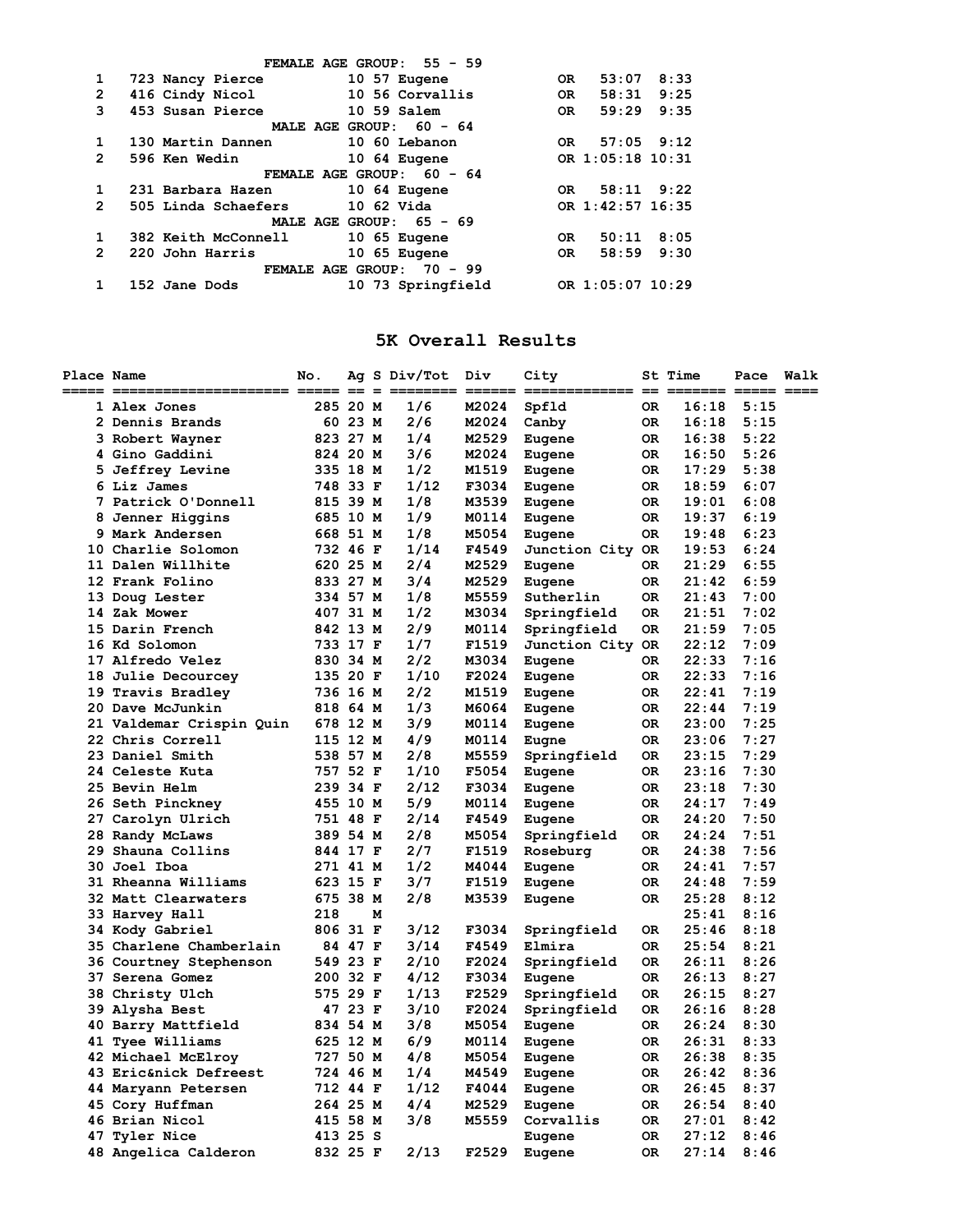**FEMALE AGE GROUP: 55 - 59**

| Place | No. | Name | Ag | City | St | Time | Pace |
|---|---|---|---|---|---|---|---|
| 1 | 723 | Nancy Pierce | 10 57 | Eugene | OR | 53:07 | 8:33 |
| 2 | 416 | Cindy Nicol | 10 56 | Corvallis | OR | 58:31 | 9:25 |
| 3 | 453 | Susan Pierce | 10 59 | Salem | OR | 59:29 | 9:35 |

**MALE AGE GROUP: 60 - 64**

| Place | No. | Name | Ag | City | St | Time | Pace |
|---|---|---|---|---|---|---|---|
| 1 | 130 | Martin Dannen | 10 60 | Lebanon | OR | 57:05 | 9:12 |
| 2 | 596 | Ken Wedin | 10 64 | Eugene | OR | 1:05:18 | 10:31 |

**FEMALE AGE GROUP: 60 - 64**

| Place | No. | Name | Ag | City | St | Time | Pace |
|---|---|---|---|---|---|---|---|
| 1 | 231 | Barbara Hazen | 10 64 | Eugene | OR | 58:11 | 9:22 |
| 2 | 505 | Linda Schaefers | 10 62 | Vida | OR | 1:42:57 | 16:35 |

**MALE AGE GROUP: 65 - 69**

| Place | No. | Name | Ag | City | St | Time | Pace |
|---|---|---|---|---|---|---|---|
| 1 | 382 | Keith McConnell | 10 65 | Eugene | OR | 50:11 | 8:05 |
| 2 | 220 | John Harris | 10 65 | Eugene | OR | 58:59 | 9:30 |

**FEMALE AGE GROUP: 70 - 99**

| Place | No. | Name | Ag | City | St | Time | Pace |
|---|---|---|---|---|---|---|---|
| 1 | 152 | Jane Dods | 10 73 | Springfield | OR | 1:05:07 | 10:29 |

## 5K Overall Results

| Place | Name | No. | Ag | S | Div/Tot | Div | City | St | Time | Pace | Walk |
|---|---|---|---|---|---|---|---|---|---|---|---|
| 1 | Alex Jones | 285 | 20 | M | 1/6 | M2024 | Spfld | OR | 16:18 | 5:15 | |
| 2 | Dennis Brands | 60 | 23 | M | 2/6 | M2024 | Canby | OR | 16:18 | 5:15 | |
| 3 | Robert Wayner | 823 | 27 | M | 1/4 | M2529 | Eugene | OR | 16:38 | 5:22 | |
| 4 | Gino Gaddini | 824 | 20 | M | 3/6 | M2024 | Eugene | OR | 16:50 | 5:26 | |
| 5 | Jeffrey Levine | 335 | 18 | M | 1/2 | M1519 | Eugene | OR | 17:29 | 5:38 | |
| 6 | Liz James | 748 | 33 | F | 1/12 | F3034 | Eugene | OR | 18:59 | 6:07 | |
| 7 | Patrick O'Donnell | 815 | 39 | M | 1/8 | M3539 | Eugene | OR | 19:01 | 6:08 | |
| 8 | Jenner Higgins | 685 | 10 | M | 1/9 | M0114 | Eugene | OR | 19:37 | 6:19 | |
| 9 | Mark Andersen | 668 | 51 | M | 1/8 | M5054 | Eugene | OR | 19:48 | 6:23 | |
| 10 | Charlie Solomon | 732 | 46 | F | 1/14 | F4549 | Junction City | OR | 19:53 | 6:24 | |
| 11 | Dalen Willhite | 620 | 25 | M | 2/4 | M2529 | Eugene | OR | 21:29 | 6:55 | |
| 12 | Frank Folino | 833 | 27 | M | 3/4 | M2529 | Eugene | OR | 21:42 | 6:59 | |
| 13 | Doug Lester | 334 | 57 | M | 1/8 | M5559 | Sutherlin | OR | 21:43 | 7:00 | |
| 14 | Zak Mower | 407 | 31 | M | 1/2 | M3034 | Springfield | OR | 21:51 | 7:02 | |
| 15 | Darin French | 842 | 13 | M | 2/9 | M0114 | Springfield | OR | 21:59 | 7:05 | |
| 16 | Kd Solomon | 733 | 17 | F | 1/7 | F1519 | Junction City | OR | 22:12 | 7:09 | |
| 17 | Alfredo Velez | 830 | 34 | M | 2/2 | M3034 | Eugene | OR | 22:33 | 7:16 | |
| 18 | Julie Decourcey | 135 | 20 | F | 1/10 | F2024 | Eugene | OR | 22:33 | 7:16 | |
| 19 | Travis Bradley | 736 | 16 | M | 2/2 | M1519 | Eugene | OR | 22:41 | 7:19 | |
| 20 | Dave McJunkin | 818 | 64 | M | 1/3 | M6064 | Eugene | OR | 22:44 | 7:19 | |
| 21 | Valdemar Crispin Quin | 678 | 12 | M | 3/9 | M0114 | Eugene | OR | 23:00 | 7:25 | |
| 22 | Chris Correll | 115 | 12 | M | 4/9 | M0114 | Eugne | OR | 23:06 | 7:27 | |
| 23 | Daniel Smith | 538 | 57 | M | 2/8 | M5559 | Springfield | OR | 23:15 | 7:29 | |
| 24 | Celeste Kuta | 757 | 52 | F | 1/10 | F5054 | Eugene | OR | 23:16 | 7:30 | |
| 25 | Bevin Helm | 239 | 34 | F | 2/12 | F3034 | Eugene | OR | 23:18 | 7:30 | |
| 26 | Seth Pinckney | 455 | 10 | M | 5/9 | M0114 | Eugene | OR | 24:17 | 7:49 | |
| 27 | Carolyn Ulrich | 751 | 48 | F | 2/14 | F4549 | Eugene | OR | 24:20 | 7:50 | |
| 28 | Randy McLaws | 389 | 54 | M | 2/8 | M5054 | Springfield | OR | 24:24 | 7:51 | |
| 29 | Shauna Collins | 844 | 17 | F | 2/7 | F1519 | Roseburg | OR | 24:38 | 7:56 | |
| 30 | Joel Iboa | 271 | 41 | M | 1/2 | M4044 | Eugene | OR | 24:41 | 7:57 | |
| 31 | Rheanna Williams | 623 | 15 | F | 3/7 | F1519 | Eugene | OR | 24:48 | 7:59 | |
| 32 | Matt Clearwaters | 675 | 38 | M | 2/8 | M3539 | Eugene | OR | 25:28 | 8:12 | |
| 33 | Harvey Hall | 218 | | M | | | | | 25:41 | 8:16 | |
| 34 | Kody Gabriel | 806 | 31 | F | 3/12 | F3034 | Springfield | OR | 25:46 | 8:18 | |
| 35 | Charlene Chamberlain | 84 | 47 | F | 3/14 | F4549 | Elmira | OR | 25:54 | 8:21 | |
| 36 | Courtney Stephenson | 549 | 23 | F | 2/10 | F2024 | Springfield | OR | 26:11 | 8:26 | |
| 37 | Serena Gomez | 200 | 32 | F | 4/12 | F3034 | Eugene | OR | 26:13 | 8:27 | |
| 38 | Christy Ulch | 575 | 29 | F | 1/13 | F2529 | Springfield | OR | 26:15 | 8:27 | |
| 39 | Alysha Best | 47 | 23 | F | 3/10 | F2024 | Springfield | OR | 26:16 | 8:28 | |
| 40 | Barry Mattfield | 834 | 54 | M | 3/8 | M5054 | Eugene | OR | 26:24 | 8:30 | |
| 41 | Tyee Williams | 625 | 12 | M | 6/9 | M0114 | Eugene | OR | 26:31 | 8:33 | |
| 42 | Michael McElroy | 727 | 50 | M | 4/8 | M5054 | Eugene | OR | 26:38 | 8:35 | |
| 43 | Eric&nick Defreest | 724 | 46 | M | 1/4 | M4549 | Eugene | OR | 26:42 | 8:36 | |
| 44 | Maryann Petersen | 712 | 44 | F | 1/12 | F4044 | Eugene | OR | 26:45 | 8:37 | |
| 45 | Cory Huffman | 264 | 25 | M | 4/4 | M2529 | Eugene | OR | 26:54 | 8:40 | |
| 46 | Brian Nicol | 415 | 58 | M | 3/8 | M5559 | Corvallis | OR | 27:01 | 8:42 | |
| 47 | Tyler Nice | 413 | 25 | S | | | Eugene | OR | 27:12 | 8:46 | |
| 48 | Angelica Calderon | 832 | 25 | F | 2/13 | F2529 | Eugene | OR | 27:14 | 8:46 | |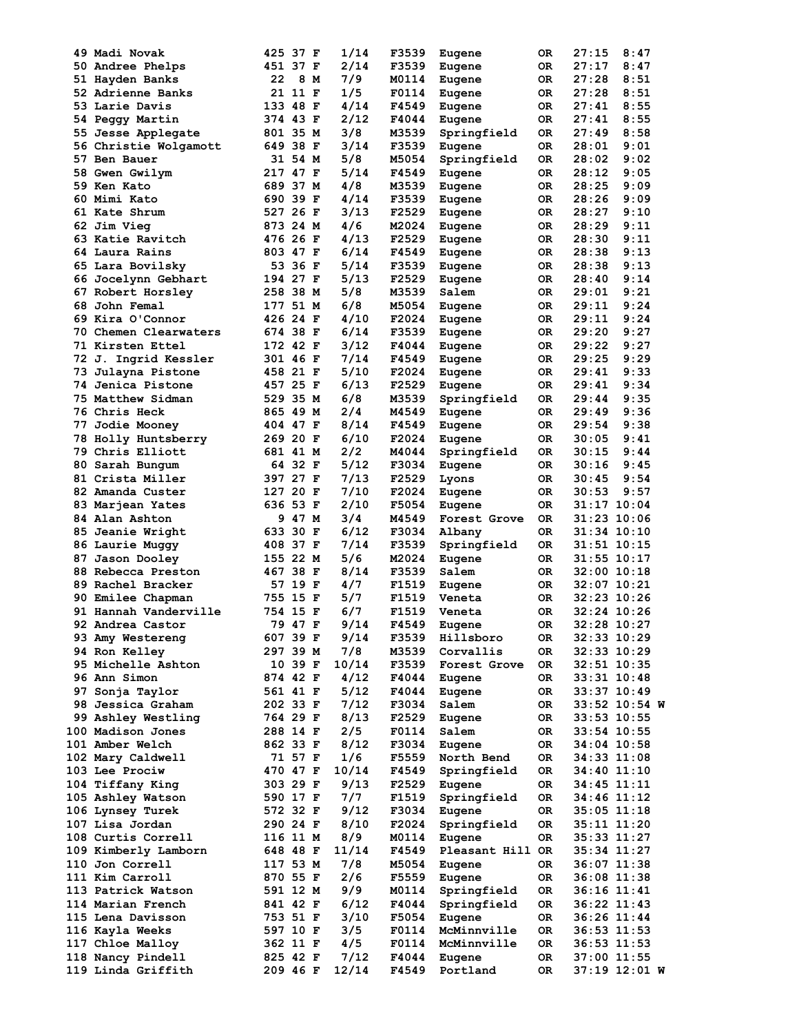```
 49 Madi Novak            425 37 F    1/14   F3539  Eugene          OR   27:15  8:47
 50 Andree Phelps         451 37 F    2/14   F3539  Eugene          OR   27:17  8:47
 51 Hayden Banks           22  8 M    7/9    M0114  Eugene          OR   27:28  8:51
 52 Adrienne Banks         21 11 F    1/5    F0114  Eugene          OR   27:28  8:51
 53 Larie Davis           133 48 F    4/14   F4549  Eugene          OR   27:41  8:55
 54 Peggy Martin          374 43 F    2/12   F4044  Eugene          OR   27:41  8:55
 55 Jesse Applegate       801 35 M    3/8    M3539  Springfield     OR   27:49  8:58
 56 Christie Wolgamott    649 38 F    3/14   F3539  Eugene          OR   28:01  9:01
 57 Ben Bauer              31 54 M    5/8    M5054  Springfield     OR   28:02  9:02
 58 Gwen Gwilym           217 47 F    5/14   F4549  Eugene          OR   28:12  9:05
 59 Ken Kato              689 37 M    4/8    M3539  Eugene          OR   28:25  9:09
 60 Mimi Kato             690 39 F    4/14   F3539  Eugene          OR   28:26  9:09
 61 Kate Shrum            527 26 F    3/13   F2529  Eugene          OR   28:27  9:10
 62 Jim Vieg              873 24 M    4/6    M2024  Eugene          OR   28:29  9:11
 63 Katie Ravitch         476 26 F    4/13   F2529  Eugene          OR   28:30  9:11
 64 Laura Rains           803 47 F    6/14   F4549  Eugene          OR   28:38  9:13
 65 Lara Bovilsky          53 36 F    5/14   F3539  Eugene          OR   28:38  9:13
 66 Jocelynn Gebhart      194 27 F    5/13   F2529  Eugene          OR   28:40  9:14
 67 Robert Horsley        258 38 M    5/8    M3539  Salem           OR   29:01  9:21
 68 John Femal            177 51 M    6/8    M5054  Eugene          OR   29:11  9:24
 69 Kira O'Connor         426 24 F    4/10   F2024  Eugene          OR   29:11  9:24
 70 Chemen Clearwaters    674 38 F    6/14   F3539  Eugene          OR   29:20  9:27
 71 Kirsten Ettel         172 42 F    3/12   F4044  Eugene          OR   29:22  9:27
 72 J. Ingrid Kessler     301 46 F    7/14   F4549  Eugene          OR   29:25  9:29
 73 Julayna Pistone       458 21 F    5/10   F2024  Eugene          OR   29:41  9:33
 74 Jenica Pistone        457 25 F    6/13   F2529  Eugene          OR   29:41  9:34
 75 Matthew Sidman        529 35 M    6/8    M3539  Springfield     OR   29:44  9:35
 76 Chris Heck            865 49 M    2/4    M4549  Eugene          OR   29:49  9:36
 77 Jodie Mooney          404 47 F    8/14   F4549  Eugene          OR   29:54  9:38
 78 Holly Huntsberry      269 20 F    6/10   F2024  Eugene          OR   30:05  9:41
 79 Chris Elliott         681 41 M    2/2    M4044  Springfield     OR   30:15  9:44
 80 Sarah Bungum           64 32 F    5/12   F3034  Eugene          OR   30:16  9:45
 81 Crista Miller         397 27 F    7/13   F2529  Lyons           OR   30:45  9:54
 82 Amanda Custer         127 20 F    7/10   F2024  Eugene          OR   30:53  9:57
 83 Marjean Yates         636 53 F    2/10   F5054  Eugene          OR   31:17 10:04
 84 Alan Ashton             9 47 M    3/4    M4549  Forest Grove    OR   31:23 10:06
 85 Jeanie Wright         633 30 F    6/12   F3034  Albany          OR   31:34 10:10
 86 Laurie Muggy          408 37 F    7/14   F3539  Springfield     OR   31:51 10:15
 87 Jason Dooley          155 22 M    5/6    M2024  Eugene          OR   31:55 10:17
 88 Rebecca Preston       467 38 F    8/14   F3539  Salem           OR   32:00 10:18
 89 Rachel Bracker         57 19 F    4/7    F1519  Eugene          OR   32:07 10:21
 90 Emilee Chapman        755 15 F    5/7    F1519  Veneta          OR   32:23 10:26
 91 Hannah Vanderville    754 15 F    6/7    F1519  Veneta          OR   32:24 10:26
 92 Andrea Castor          79 47 F    9/14   F4549  Eugene          OR   32:28 10:27
 93 Amy Westereng         607 39 F    9/14   F3539  Hillsboro       OR   32:33 10:29
 94 Ron Kelley            297 39 M    7/8    M3539  Corvallis       OR   32:33 10:29
 95 Michelle Ashton        10 39 F   10/14   F3539  Forest Grove    OR   32:51 10:35
 96 Ann Simon             874 42 F    4/12   F4044  Eugene          OR   33:31 10:48
 97 Sonja Taylor          561 41 F    5/12   F4044  Eugene          OR   33:37 10:49
 98 Jessica Graham        202 33 F    7/12   F3034  Salem           OR   33:52 10:54 W
 99 Ashley Westling       764 29 F    8/13   F2529  Eugene          OR   33:53 10:55
100 Madison Jones         288 14 F    2/5    F0114  Salem           OR   33:54 10:55
101 Amber Welch           862 33 F    8/12   F3034  Eugene          OR   34:04 10:58
102 Mary Caldwell          71 57 F    1/6    F5559  North Bend      OR   34:33 11:08
103 Lee Prociw            470 47 F   10/14   F4549  Springfield     OR   34:40 11:10
104 Tiffany King          303 29 F    9/13   F2529  Eugene          OR   34:45 11:11
105 Ashley Watson         590 17 F    7/7    F1519  Springfield     OR   34:46 11:12
106 Lynsey Turek          572 32 F    9/12   F3034  Eugene          OR   35:05 11:18
107 Lisa Jordan           290 24 F    8/10   F2024  Springfield     OR   35:11 11:20
108 Curtis Correll        116 11 M    8/9    M0114  Eugene          OR   35:33 11:27
109 Kimberly Lamborn      648 48 F   11/14   F4549  Pleasant Hill OR   35:34 11:27
110 Jon Correll           117 53 M    7/8    M5054  Eugene          OR   36:07 11:38
111 Kim Carroll           870 55 F    2/6    F5559  Eugene          OR   36:08 11:38
113 Patrick Watson        591 12 M    9/9    M0114  Springfield     OR   36:16 11:41
114 Marian French         841 42 F    6/12   F4044  Springfield     OR   36:22 11:43
115 Lena Davisson         753 51 F    3/10   F5054  Eugene          OR   36:26 11:44
116 Kayla Weeks           597 10 F    3/5    F0114  McMinnville     OR   36:53 11:53
117 Chloe Malloy          362 11 F    4/5    F0114  McMinnville     OR   36:53 11:53
118 Nancy Pindell         825 42 F    7/12   F4044  Eugene          OR   37:00 11:55
119 Linda Griffith        209 46 F   12/14   F4549  Portland        OR   37:19 12:01 W
```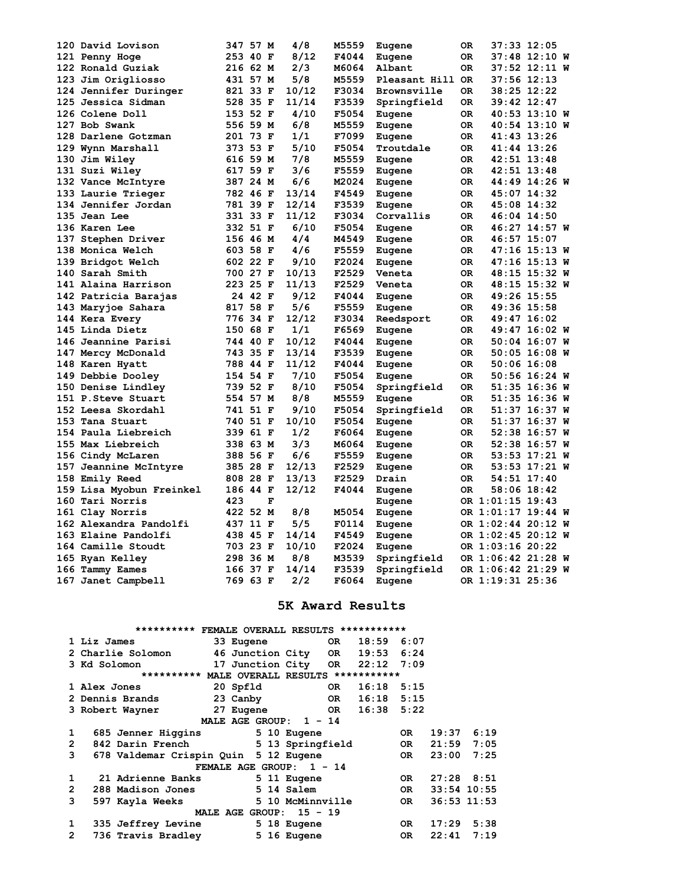| Place | Name | Bib | Age | Sex | Div Place | Division | City | State | Time | Pace | |
|---|---|---|---|---|---|---|---|---|---|---|---|
| 120 | David Lovison | 347 | 57 | M | 4/8 | M5559 | Eugene | OR | 37:33 | 12:05 | |
| 121 | Penny Hoge | 253 | 40 | F | 8/12 | F4044 | Eugene | OR | 37:48 | 12:10 | W |
| 122 | Ronald Guziak | 216 | 62 | M | 2/3 | M6064 | Albant | OR | 37:52 | 12:11 | W |
| 123 | Jim Origliosso | 431 | 57 | M | 5/8 | M5559 | Pleasant Hill | OR | 37:56 | 12:13 | |
| 124 | Jennifer Duringer | 821 | 33 | F | 10/12 | F3034 | Brownsville | OR | 38:25 | 12:22 | |
| 125 | Jessica Sidman | 528 | 35 | F | 11/14 | F3539 | Springfield | OR | 39:42 | 12:47 | |
| 126 | Colene Doll | 153 | 52 | F | 4/10 | F5054 | Eugene | OR | 40:53 | 13:10 | W |
| 127 | Bob Swank | 556 | 59 | M | 6/8 | M5559 | Eugene | OR | 40:54 | 13:10 | W |
| 128 | Darlene Gotzman | 201 | 73 | F | 1/1 | F7099 | Eugene | OR | 41:43 | 13:26 | |
| 129 | Wynn Marshall | 373 | 53 | F | 5/10 | F5054 | Troutdale | OR | 41:44 | 13:26 | |
| 130 | Jim Wiley | 616 | 59 | M | 7/8 | M5559 | Eugene | OR | 42:51 | 13:48 | |
| 131 | Suzi Wiley | 617 | 59 | F | 3/6 | F5559 | Eugene | OR | 42:51 | 13:48 | |
| 132 | Vance McIntyre | 387 | 24 | M | 6/6 | M2024 | Eugene | OR | 44:49 | 14:26 | W |
| 133 | Laurie Trieger | 782 | 46 | F | 13/14 | F4549 | Eugene | OR | 45:07 | 14:32 | |
| 134 | Jennifer Jordan | 781 | 39 | F | 12/14 | F3539 | Eugene | OR | 45:08 | 14:32 | |
| 135 | Jean Lee | 331 | 33 | F | 11/12 | F3034 | Corvallis | OR | 46:04 | 14:50 | |
| 136 | Karen Lee | 332 | 51 | F | 6/10 | F5054 | Eugene | OR | 46:27 | 14:57 | W |
| 137 | Stephen Driver | 156 | 46 | M | 4/4 | M4549 | Eugene | OR | 46:57 | 15:07 | |
| 138 | Monica Welch | 603 | 58 | F | 4/6 | F5559 | Eugene | OR | 47:16 | 15:13 | W |
| 139 | Bridgot Welch | 602 | 22 | F | 9/10 | F2024 | Eugene | OR | 47:16 | 15:13 | W |
| 140 | Sarah Smith | 700 | 27 | F | 10/13 | F2529 | Veneta | OR | 48:15 | 15:32 | W |
| 141 | Alaina Harrison | 223 | 25 | F | 11/13 | F2529 | Veneta | OR | 48:15 | 15:32 | W |
| 142 | Patricia Barajas | 24 | 42 | F | 9/12 | F4044 | Eugene | OR | 49:26 | 15:55 | |
| 143 | Maryjoe Sahara | 817 | 58 | F | 5/6 | F5559 | Eugene | OR | 49:36 | 15:58 | |
| 144 | Kera Every | 776 | 34 | F | 12/12 | F3034 | Reedsport | OR | 49:47 | 16:02 | |
| 145 | Linda Dietz | 150 | 68 | F | 1/1 | F6569 | Eugene | OR | 49:47 | 16:02 | W |
| 146 | Jeannine Parisi | 744 | 40 | F | 10/12 | F4044 | Eugene | OR | 50:04 | 16:07 | W |
| 147 | Mercy McDonald | 743 | 35 | F | 13/14 | F3539 | Eugene | OR | 50:05 | 16:08 | W |
| 148 | Karen Hyatt | 788 | 44 | F | 11/12 | F4044 | Eugene | OR | 50:06 | 16:08 | |
| 149 | Debbie Dooley | 154 | 54 | F | 7/10 | F5054 | Eugene | OR | 50:56 | 16:24 | W |
| 150 | Denise Lindley | 739 | 52 | F | 8/10 | F5054 | Springfield | OR | 51:35 | 16:36 | W |
| 151 | P.Steve Stuart | 554 | 57 | M | 8/8 | M5559 | Eugene | OR | 51:35 | 16:36 | W |
| 152 | Leesa Skordahl | 741 | 51 | F | 9/10 | F5054 | Springfield | OR | 51:37 | 16:37 | W |
| 153 | Tana Stuart | 740 | 51 | F | 10/10 | F5054 | Eugene | OR | 51:37 | 16:37 | W |
| 154 | Paula Liebreich | 339 | 61 | F | 1/2 | F6064 | Eugene | OR | 52:38 | 16:57 | W |
| 155 | Max Liebreich | 338 | 63 | M | 3/3 | M6064 | Eugene | OR | 52:38 | 16:57 | W |
| 156 | Cindy McLaren | 388 | 56 | F | 6/6 | F5559 | Eugene | OR | 53:53 | 17:21 | W |
| 157 | Jeannine McIntyre | 385 | 28 | F | 12/13 | F2529 | Eugene | OR | 53:53 | 17:21 | W |
| 158 | Emily Reed | 808 | 28 | F | 13/13 | F2529 | Drain | OR | 54:51 | 17:40 | |
| 159 | Lisa Myobun Freinkel | 186 | 44 | F | 12/12 | F4044 | Eugene | OR | 58:06 | 18:42 | |
| 160 | Tari Norris | 423 | | F | | | Eugene | OR | 1:01:15 | 19:43 | |
| 161 | Clay Norris | 422 | 52 | M | 8/8 | M5054 | Eugene | OR | 1:01:17 | 19:44 | W |
| 162 | Alexandra Pandolfi | 437 | 11 | F | 5/5 | F0114 | Eugene | OR | 1:02:44 | 20:12 | W |
| 163 | Elaine Pandolfi | 438 | 45 | F | 14/14 | F4549 | Eugene | OR | 1:02:45 | 20:12 | W |
| 164 | Camille Stoudt | 703 | 23 | F | 10/10 | F2024 | Eugene | OR | 1:03:16 | 20:22 | |
| 165 | Ryan Kelley | 298 | 36 | M | 8/8 | M3539 | Springfield | OR | 1:06:42 | 21:28 | W |
| 166 | Tammy Eames | 166 | 37 | F | 14/14 | F3539 | Springfield | OR | 1:06:42 | 21:29 | W |
| 167 | Janet Campbell | 769 | 63 | F | 2/2 | F6064 | Eugene | OR | 1:19:31 | 25:36 | |

## 5K Award Results

********** FEMALE OVERALL RESULTS ***********

| Place | Name | Age | City | State | Time | Pace |
|---|---|---|---|---|---|---|
| 1 | Liz James | 33 | Eugene | OR | 18:59 | 6:07 |
| 2 | Charlie Solomon | 46 | Junction City | OR | 19:53 | 6:24 |
| 3 | Kd Solomon | 17 | Junction City | OR | 22:12 | 7:09 |

********** MALE OVERALL RESULTS ***********

| Place | Name | Age | City | State | Time | Pace |
|---|---|---|---|---|---|---|
| 1 | Alex Jones | 20 | Spfld | OR | 16:18 | 5:15 |
| 2 | Dennis Brands | 23 | Canby | OR | 16:18 | 5:15 |
| 3 | Robert Wayner | 27 | Eugene | OR | 16:38 | 5:22 |

MALE AGE GROUP: 1 - 14

| Place | Bib | Name | Dist | Age | City | State | Time | Pace |
|---|---|---|---|---|---|---|---|---|
| 1 | 685 | Jenner Higgins | 5 | 10 | Eugene | OR | 19:37 | 6:19 |
| 2 | 842 | Darin French | 5 | 13 | Springfield | OR | 21:59 | 7:05 |
| 3 | 678 | Valdemar Crispin Quin | 5 | 12 | Eugene | OR | 23:00 | 7:25 |

FEMALE AGE GROUP: 1 - 14

| Place | Bib | Name | Dist | Age | City | State | Time | Pace |
|---|---|---|---|---|---|---|---|---|
| 1 | 21 | Adrienne Banks | 5 | 11 | Eugene | OR | 27:28 | 8:51 |
| 2 | 288 | Madison Jones | 5 | 14 | Salem | OR | 33:54 | 10:55 |
| 3 | 597 | Kayla Weeks | 5 | 10 | McMinnville | OR | 36:53 | 11:53 |

MALE AGE GROUP: 15 - 19

| Place | Bib | Name | Dist | Age | City | State | Time | Pace |
|---|---|---|---|---|---|---|---|---|
| 1 | 335 | Jeffrey Levine | 5 | 18 | Eugene | OR | 17:29 | 5:38 |
| 2 | 736 | Travis Bradley | 5 | 16 | Eugene | OR | 22:41 | 7:19 |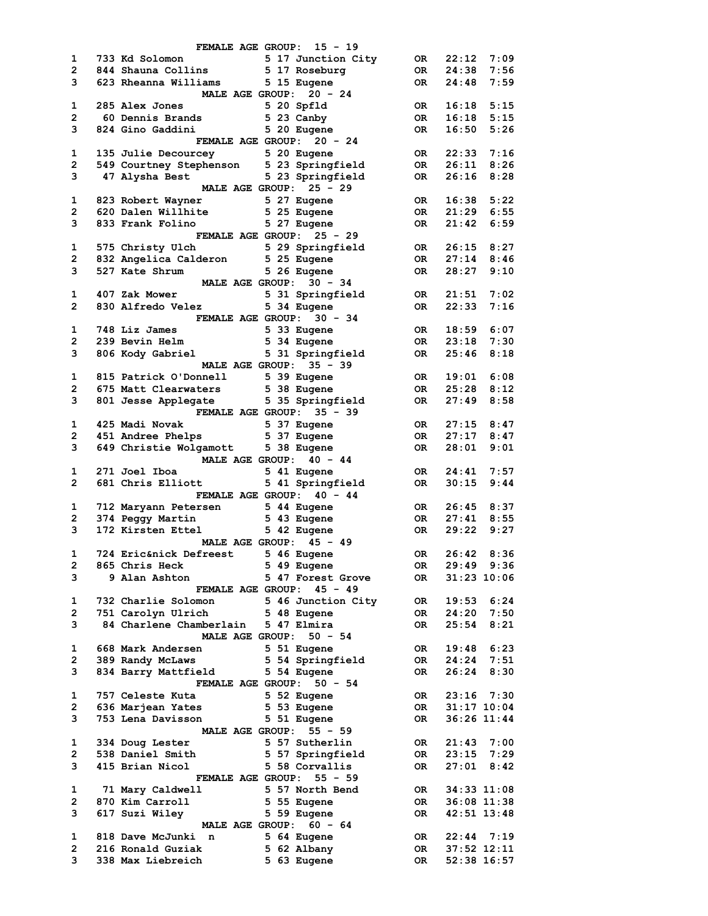```
                    FEMALE AGE GROUP:  15 - 19
1    733 Kd Solomon            5 17 Junction City      OR   22:12  7:09
2    844 Shauna Collins        5 17 Roseburg           OR   24:38  7:56
3    623 Rheanna Williams      5 15 Eugene             OR   24:48  7:59
                     MALE AGE GROUP:  20 - 24
1    285 Alex Jones            5 20 Spfld              OR   16:18  5:15
2     60 Dennis Brands         5 23 Canby              OR   16:18  5:15
3    824 Gino Gaddini          5 20 Eugene             OR   16:50  5:26
                    FEMALE AGE GROUP:  20 - 24
1    135 Julie Decourcey       5 20 Eugene             OR   22:33  7:16
2    549 Courtney Stephenson   5 23 Springfield        OR   26:11  8:26
3     47 Alysha Best           5 23 Springfield        OR   26:16  8:28
                     MALE AGE GROUP:  25 - 29
1    823 Robert Wayner         5 27 Eugene             OR   16:38  5:22
2    620 Dalen Willhite        5 25 Eugene             OR   21:29  6:55
3    833 Frank Folino          5 27 Eugene             OR   21:42  6:59
                    FEMALE AGE GROUP:  25 - 29
1    575 Christy Ulch          5 29 Springfield        OR   26:15  8:27
2    832 Angelica Calderon     5 25 Eugene             OR   27:14  8:46
3    527 Kate Shrum            5 26 Eugene             OR   28:27  9:10
                     MALE AGE GROUP:  30 - 34
1    407 Zak Mower             5 31 Springfield        OR   21:51  7:02
2    830 Alfredo Velez         5 34 Eugene             OR   22:33  7:16
                    FEMALE AGE GROUP:  30 - 34
1    748 Liz James             5 33 Eugene             OR   18:59  6:07
2    239 Bevin Helm            5 34 Eugene             OR   23:18  7:30
3    806 Kody Gabriel          5 31 Springfield        OR   25:46  8:18
                     MALE AGE GROUP:  35 - 39
1    815 Patrick O'Donnell     5 39 Eugene             OR   19:01  6:08
2    675 Matt Clearwaters      5 38 Eugene             OR   25:28  8:12
3    801 Jesse Applegate       5 35 Springfield        OR   27:49  8:58
                    FEMALE AGE GROUP:  35 - 39
1    425 Madi Novak            5 37 Eugene             OR   27:15  8:47
2    451 Andree Phelps         5 37 Eugene             OR   27:17  8:47
3    649 Christie Wolgamott    5 38 Eugene             OR   28:01  9:01
                     MALE AGE GROUP:  40 - 44
1    271 Joel Iboa             5 41 Eugene             OR   24:41  7:57
2    681 Chris Elliott         5 41 Springfield        OR   30:15  9:44
                    FEMALE AGE GROUP:  40 - 44
1    712 Maryann Petersen      5 44 Eugene             OR   26:45  8:37
2    374 Peggy Martin          5 43 Eugene             OR   27:41  8:55
3    172 Kirsten Ettel         5 42 Eugene             OR   29:22  9:27
                     MALE AGE GROUP:  45 - 49
1    724 Eric&nick Defreest    5 46 Eugene             OR   26:42  8:36
2    865 Chris Heck            5 49 Eugene             OR   29:49  9:36
3      9 Alan Ashton           5 47 Forest Grove       OR   31:23 10:06
                    FEMALE AGE GROUP:  45 - 49
1    732 Charlie Solomon       5 46 Junction City      OR   19:53  6:24
2    751 Carolyn Ulrich        5 48 Eugene             OR   24:20  7:50
3     84 Charlene Chamberlain  5 47 Elmira             OR   25:54  8:21
                     MALE AGE GROUP:  50 - 54
1    668 Mark Andersen         5 51 Eugene             OR   19:48  6:23
2    389 Randy McLaws          5 54 Springfield        OR   24:24  7:51
3    834 Barry Mattfield       5 54 Eugene             OR   26:24  8:30
                    FEMALE AGE GROUP:  50 - 54
1    757 Celeste Kuta          5 52 Eugene             OR   23:16  7:30
2    636 Marjean Yates         5 53 Eugene             OR   31:17 10:04
3    753 Lena Davisson         5 51 Eugene             OR   36:26 11:44
                     MALE AGE GROUP:  55 - 59
1    334 Doug Lester           5 57 Sutherlin          OR   21:43  7:00
2    538 Daniel Smith          5 57 Springfield        OR   23:15  7:29
3    415 Brian Nicol           5 58 Corvallis          OR   27:01  8:42
                    FEMALE AGE GROUP:  55 - 59
1     71 Mary Caldwell         5 57 North Bend         OR   34:33 11:08
2    870 Kim Carroll           5 55 Eugene             OR   36:08 11:38
3    617 Suzi Wiley            5 59 Eugene             OR   42:51 13:48
                     MALE AGE GROUP:  60 - 64
1    818 Dave McJunki  n       5 64 Eugene             OR   22:44  7:19
2    216 Ronald Guziak         5 62 Albany             OR   37:52 12:11
3    338 Max Liebreich         5 63 Eugene             OR   52:38 16:57
```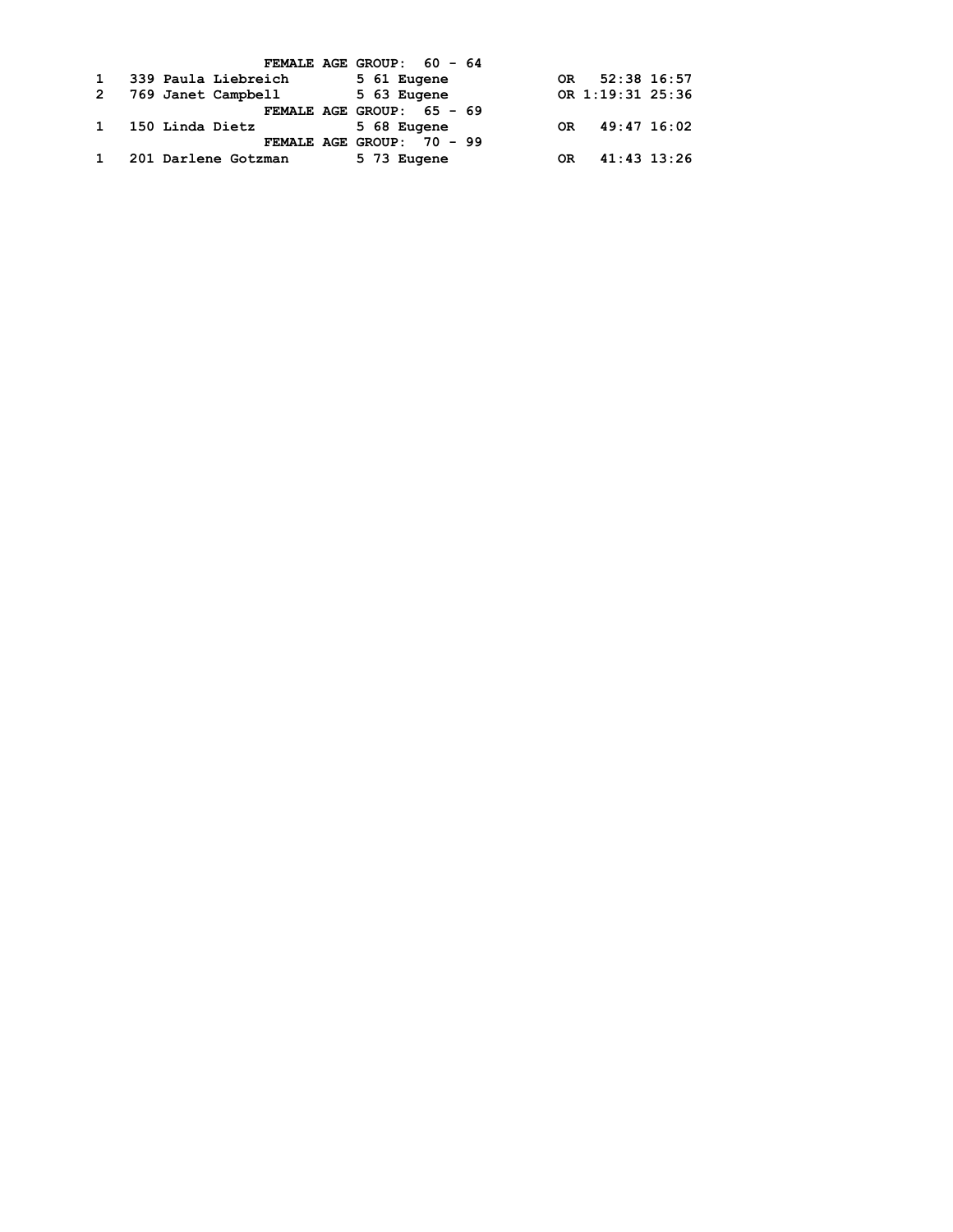**FEMALE AGE GROUP: 60 - 64**

| | | | | | | | | |
|---|---|---|---|---|---|---|---|---|
| 1 | 339 | Paula Liebreich | 5 | 61 | Eugene | OR | 52:38 | 16:57 |
| 2 | 769 | Janet Campbell | 5 | 63 | Eugene | OR | 1:19:31 | 25:36 |

**FEMALE AGE GROUP: 65 - 69**

| | | | | | | | | |
|---|---|---|---|---|---|---|---|---|
| 1 | 150 | Linda Dietz | 5 | 68 | Eugene | OR | 49:47 | 16:02 |

**FEMALE AGE GROUP: 70 - 99**

| | | | | | | | | |
|---|---|---|---|---|---|---|---|---|
| 1 | 201 | Darlene Gotzman | 5 | 73 | Eugene | OR | 41:43 | 13:26 |